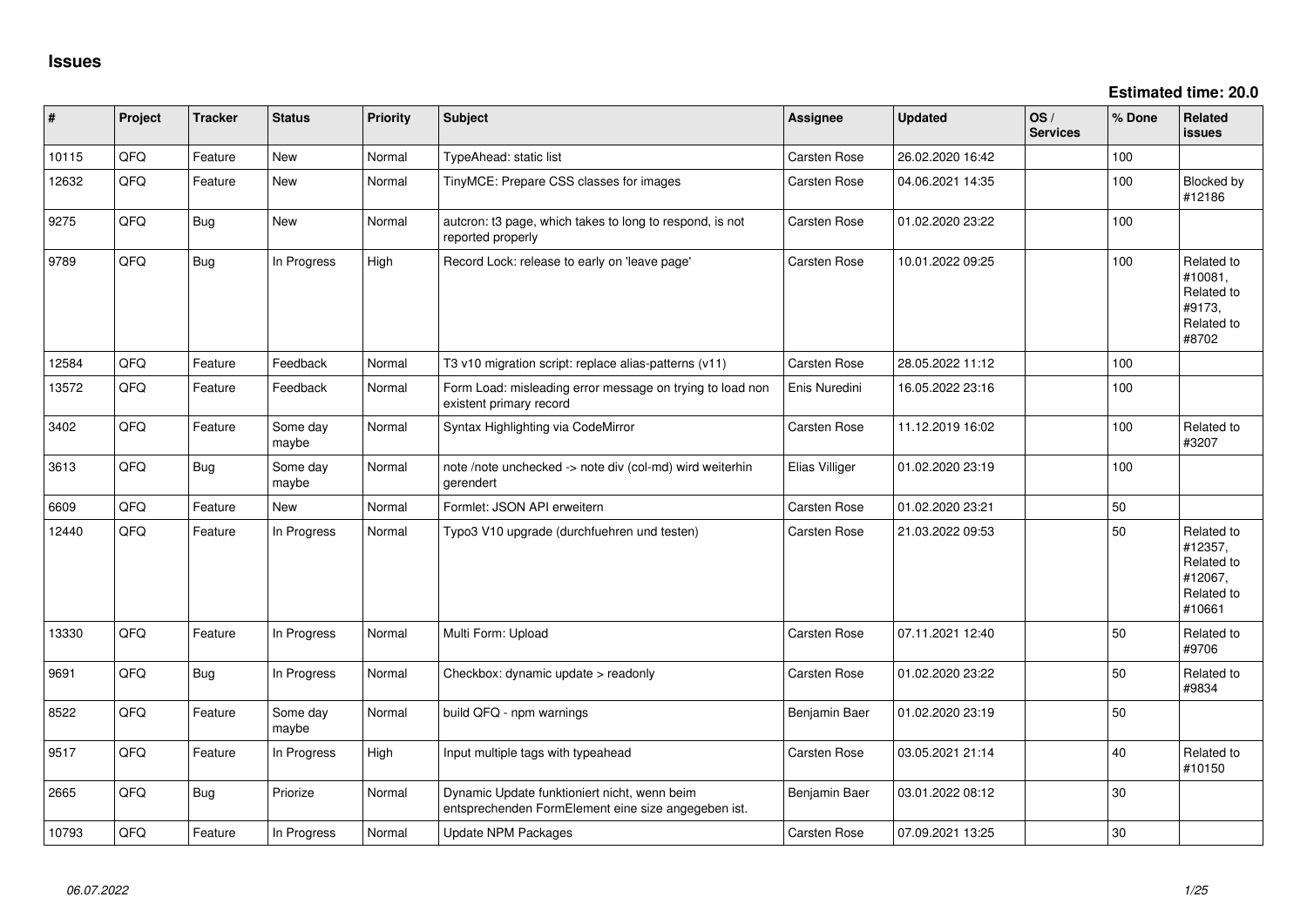# Issues

**Estimated time: 20.0**

| # | Project | Tracker | Status | Priority | Subject | Assignee | Updated | OS / Services | % Done | Related issues |
|---|---|---|---|---|---|---|---|---|---|---|
| 10115 | QFQ | Feature | New | Normal | TypeAhead: static list | Carsten Rose | 26.02.2020 16:42 | | 100 | |
| 12632 | QFQ | Feature | New | Normal | TinyMCE: Prepare CSS classes for images | Carsten Rose | 04.06.2021 14:35 | | 100 | Blocked by #12186 |
| 9275 | QFQ | Bug | New | Normal | autcron: t3 page, which takes to long to respond, is not reported properly | Carsten Rose | 01.02.2020 23:22 | | 100 | |
| 9789 | QFQ | Bug | In Progress | High | Record Lock: release to early on 'leave page' | Carsten Rose | 10.01.2022 09:25 | | 100 | Related to #10081, Related to #9173, Related to #8702 |
| 12584 | QFQ | Feature | Feedback | Normal | T3 v10 migration script: replace alias-patterns (v11) | Carsten Rose | 28.05.2022 11:12 | | 100 | |
| 13572 | QFQ | Feature | Feedback | Normal | Form Load: misleading error message on trying to load non existent primary record | Enis Nuredini | 16.05.2022 23:16 | | 100 | |
| 3402 | QFQ | Feature | Some day maybe | Normal | Syntax Highlighting via CodeMirror | Carsten Rose | 11.12.2019 16:02 | | 100 | Related to #3207 |
| 3613 | QFQ | Bug | Some day maybe | Normal | note /note unchecked -> note div (col-md) wird weiterhin gerendert | Elias Villiger | 01.02.2020 23:19 | | 100 | |
| 6609 | QFQ | Feature | New | Normal | Formlet: JSON API erweitern | Carsten Rose | 01.02.2020 23:21 | | 50 | |
| 12440 | QFQ | Feature | In Progress | Normal | Typo3 V10 upgrade (durchfuehren und testen) | Carsten Rose | 21.03.2022 09:53 | | 50 | Related to #12357, Related to #12067, Related to #10661 |
| 13330 | QFQ | Feature | In Progress | Normal | Multi Form: Upload | Carsten Rose | 07.11.2021 12:40 | | 50 | Related to #9706 |
| 9691 | QFQ | Bug | In Progress | Normal | Checkbox: dynamic update > readonly | Carsten Rose | 01.02.2020 23:22 | | 50 | Related to #9834 |
| 8522 | QFQ | Feature | Some day maybe | Normal | build QFQ - npm warnings | Benjamin Baer | 01.02.2020 23:19 | | 50 | |
| 9517 | QFQ | Feature | In Progress | High | Input multiple tags with typeahead | Carsten Rose | 03.05.2021 21:14 | | 40 | Related to #10150 |
| 2665 | QFQ | Bug | Priorize | Normal | Dynamic Update funktioniert nicht, wenn beim entsprechenden FormElement eine size angegeben ist. | Benjamin Baer | 03.01.2022 08:12 | | 30 | |
| 10793 | QFQ | Feature | In Progress | Normal | Update NPM Packages | Carsten Rose | 07.09.2021 13:25 | | 30 | |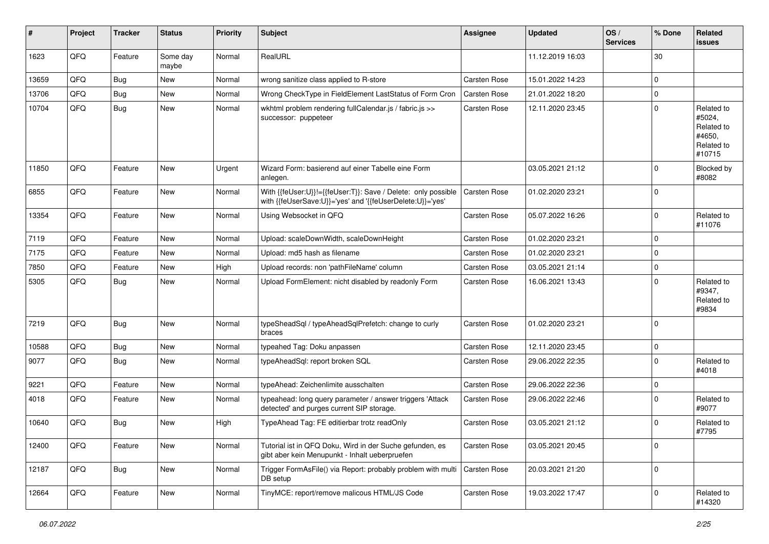| # | Project | Tracker | Status | Priority | Subject | Assignee | Updated | OS / Services | % Done | Related issues |
|---|---|---|---|---|---|---|---|---|---|---|
| 1623 | QFQ | Feature | Some day maybe | Normal | RealURL | | 11.12.2019 16:03 | | 30 | |
| 13659 | QFQ | Bug | New | Normal | wrong sanitize class applied to R-store | Carsten Rose | 15.01.2022 14:23 | | 0 | |
| 13706 | QFQ | Bug | New | Normal | Wrong CheckType in FieldElement LastStatus of Form Cron | Carsten Rose | 21.01.2022 18:20 | | 0 | |
| 10704 | QFQ | Bug | New | Normal | wkhtml problem rendering fullCalendar.js / fabric.js >> successor: puppeteer | Carsten Rose | 12.11.2020 23:45 | | 0 | Related to #5024, Related to #4650, Related to #10715 |
| 11850 | QFQ | Feature | New | Urgent | Wizard Form: basierend auf einer Tabelle eine Form anlegen. | | 03.05.2021 21:12 | | 0 | Blocked by #8082 |
| 6855 | QFQ | Feature | New | Normal | With {{feUser:U}}!={{feUser:T}}: Save / Delete: only possible with {{feUserSave:U}}='yes' and '{{feUserDelete:U}}='yes' | Carsten Rose | 01.02.2020 23:21 | | 0 | |
| 13354 | QFQ | Feature | New | Normal | Using Websocket in QFQ | Carsten Rose | 05.07.2022 16:26 | | 0 | Related to #11076 |
| 7119 | QFQ | Feature | New | Normal | Upload: scaleDownWidth, scaleDownHeight | Carsten Rose | 01.02.2020 23:21 | | 0 | |
| 7175 | QFQ | Feature | New | Normal | Upload: md5 hash as filename | Carsten Rose | 01.02.2020 23:21 | | 0 | |
| 7850 | QFQ | Feature | New | High | Upload records: non 'pathFileName' column | Carsten Rose | 03.05.2021 21:14 | | 0 | |
| 5305 | QFQ | Bug | New | Normal | Upload FormElement: nicht disabled by readonly Form | Carsten Rose | 16.06.2021 13:43 | | 0 | Related to #9347, Related to #9834 |
| 7219 | QFQ | Bug | New | Normal | typeSheadSql / typeAheadSqlPrefetch: change to curly braces | Carsten Rose | 01.02.2020 23:21 | | 0 | |
| 10588 | QFQ | Bug | New | Normal | typeahed Tag: Doku anpassen | Carsten Rose | 12.11.2020 23:45 | | 0 | |
| 9077 | QFQ | Bug | New | Normal | typeAheadSql: report broken SQL | Carsten Rose | 29.06.2022 22:35 | | 0 | Related to #4018 |
| 9221 | QFQ | Feature | New | Normal | typeAhead: Zeichenlimite ausschalten | Carsten Rose | 29.06.2022 22:36 | | 0 | |
| 4018 | QFQ | Feature | New | Normal | typeahead: long query parameter / answer triggers 'Attack detected' and purges current SIP storage. | Carsten Rose | 29.06.2022 22:46 | | 0 | Related to #9077 |
| 10640 | QFQ | Bug | New | High | TypeAhead Tag: FE editierbar trotz readOnly | Carsten Rose | 03.05.2021 21:12 | | 0 | Related to #7795 |
| 12400 | QFQ | Feature | New | Normal | Tutorial ist in QFQ Doku, Wird in der Suche gefunden, es gibt aber kein Menupunkt - Inhalt ueberpruefen | Carsten Rose | 03.05.2021 20:45 | | 0 | |
| 12187 | QFQ | Bug | New | Normal | Trigger FormAsFile() via Report: probably problem with multi DB setup | Carsten Rose | 20.03.2021 21:20 | | 0 | |
| 12664 | QFQ | Feature | New | Normal | TinyMCE: report/remove malicous HTML/JS Code | Carsten Rose | 19.03.2022 17:47 | | 0 | Related to #14320 |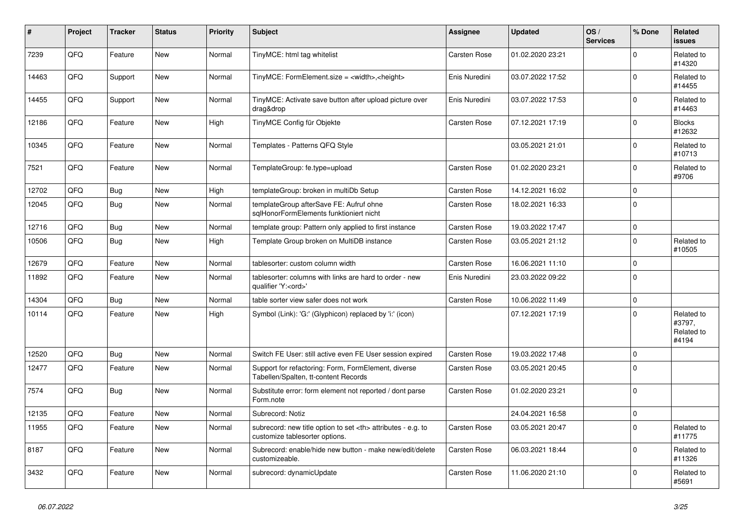| # | Project | Tracker | Status | Priority | Subject | Assignee | Updated | OS / Services | % Done | Related issues |
|---|---|---|---|---|---|---|---|---|---|---|
| 7239 | QFQ | Feature | New | Normal | TinyMCE: html tag whitelist | Carsten Rose | 01.02.2020 23:21 | | 0 | Related to #14320 |
| 14463 | QFQ | Support | New | Normal | TinyMCE: FormElement.size = <width>,<height> | Enis Nuredini | 03.07.2022 17:52 | | 0 | Related to #14455 |
| 14455 | QFQ | Support | New | Normal | TinyMCE: Activate save button after upload picture over drag&drop | Enis Nuredini | 03.07.2022 17:53 | | 0 | Related to #14463 |
| 12186 | QFQ | Feature | New | High | TinyMCE Config für Objekte | Carsten Rose | 07.12.2021 17:19 | | 0 | Blocks #12632 |
| 10345 | QFQ | Feature | New | Normal | Templates - Patterns QFQ Style | | 03.05.2021 21:01 | | 0 | Related to #10713 |
| 7521 | QFQ | Feature | New | Normal | TemplateGroup: fe.type=upload | Carsten Rose | 01.02.2020 23:21 | | 0 | Related to #9706 |
| 12702 | QFQ | Bug | New | High | templateGroup: broken in multiDb Setup | Carsten Rose | 14.12.2021 16:02 | | 0 | |
| 12045 | QFQ | Bug | New | Normal | templateGroup afterSave FE: Aufruf ohne sqlHonorFormElements funktioniert nicht | Carsten Rose | 18.02.2021 16:33 | | 0 | |
| 12716 | QFQ | Bug | New | Normal | template group: Pattern only applied to first instance | Carsten Rose | 19.03.2022 17:47 | | 0 | |
| 10506 | QFQ | Bug | New | High | Template Group broken on MultiDB instance | Carsten Rose | 03.05.2021 21:12 | | 0 | Related to #10505 |
| 12679 | QFQ | Feature | New | Normal | tablesorter: custom column width | Carsten Rose | 16.06.2021 11:10 | | 0 | |
| 11892 | QFQ | Feature | New | Normal | tablesorter: columns with links are hard to order - new qualifier 'Y:<ord>' | Enis Nuredini | 23.03.2022 09:22 | | 0 | |
| 14304 | QFQ | Bug | New | Normal | table sorter view safer does not work | Carsten Rose | 10.06.2022 11:49 | | 0 | |
| 10114 | QFQ | Feature | New | High | Symbol (Link): 'G:' (Glyphicon) replaced by 'i:' (icon) | | 07.12.2021 17:19 | | 0 | Related to #3797, Related to #4194 |
| 12520 | QFQ | Bug | New | Normal | Switch FE User: still active even FE User session expired | Carsten Rose | 19.03.2022 17:48 | | 0 | |
| 12477 | QFQ | Feature | New | Normal | Support for refactoring: Form, FormElement, diverse Tabellen/Spalten, tt-content Records | Carsten Rose | 03.05.2021 20:45 | | 0 | |
| 7574 | QFQ | Bug | New | Normal | Substitute error: form element not reported / dont parse Form.note | Carsten Rose | 01.02.2020 23:21 | | 0 | |
| 12135 | QFQ | Feature | New | Normal | Subrecord: Notiz | | 24.04.2021 16:58 | | 0 | |
| 11955 | QFQ | Feature | New | Normal | subrecord: new title option to set <th> attributes - e.g. to customize tablesorter options. | Carsten Rose | 03.05.2021 20:47 | | 0 | Related to #11775 |
| 8187 | QFQ | Feature | New | Normal | Subrecord: enable/hide new button - make new/edit/delete customizeable. | Carsten Rose | 06.03.2021 18:44 | | 0 | Related to #11326 |
| 3432 | QFQ | Feature | New | Normal | subrecord: dynamicUpdate | Carsten Rose | 11.06.2020 21:10 | | 0 | Related to #5691 |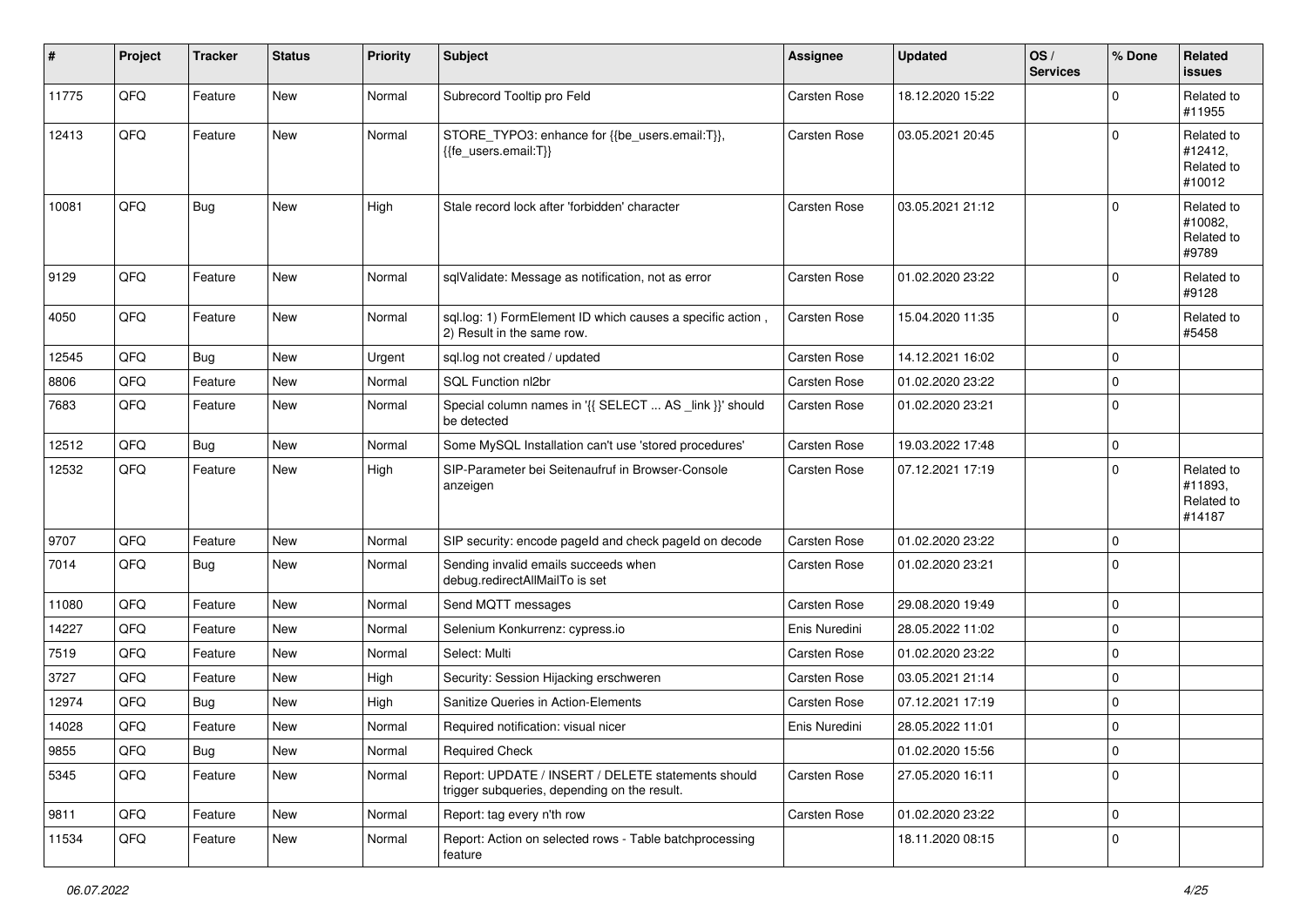| # | Project | Tracker | Status | Priority | Subject | Assignee | Updated | OS / Services | % Done | Related issues |
|---|---|---|---|---|---|---|---|---|---|---|
| 11775 | QFQ | Feature | New | Normal | Subrecord Tooltip pro Feld | Carsten Rose | 18.12.2020 15:22 | | 0 | Related to #11955 |
| 12413 | QFQ | Feature | New | Normal | STORE_TYPO3: enhance for {{be_users.email:T}}, {{fe_users.email:T}} | Carsten Rose | 03.05.2021 20:45 | | 0 | Related to #12412, Related to #10012 |
| 10081 | QFQ | Bug | New | High | Stale record lock after 'forbidden' character | Carsten Rose | 03.05.2021 21:12 | | 0 | Related to #10082, Related to #9789 |
| 9129 | QFQ | Feature | New | Normal | sqlValidate: Message as notification, not as error | Carsten Rose | 01.02.2020 23:22 | | 0 | Related to #9128 |
| 4050 | QFQ | Feature | New | Normal | sql.log: 1) FormElement ID which causes a specific action , 2) Result in the same row. | Carsten Rose | 15.04.2020 11:35 | | 0 | Related to #5458 |
| 12545 | QFQ | Bug | New | Urgent | sql.log not created / updated | Carsten Rose | 14.12.2021 16:02 | | 0 | |
| 8806 | QFQ | Feature | New | Normal | SQL Function nl2br | Carsten Rose | 01.02.2020 23:22 | | 0 | |
| 7683 | QFQ | Feature | New | Normal | Special column names in '{{ SELECT ... AS _link }}' should be detected | Carsten Rose | 01.02.2020 23:21 | | 0 | |
| 12512 | QFQ | Bug | New | Normal | Some MySQL Installation can't use 'stored procedures' | Carsten Rose | 19.03.2022 17:48 | | 0 | |
| 12532 | QFQ | Feature | New | High | SIP-Parameter bei Seitenaufruf in Browser-Console anzeigen | Carsten Rose | 07.12.2021 17:19 | | 0 | Related to #11893, Related to #14187 |
| 9707 | QFQ | Feature | New | Normal | SIP security: encode pageId and check pageId on decode | Carsten Rose | 01.02.2020 23:22 | | 0 | |
| 7014 | QFQ | Bug | New | Normal | Sending invalid emails succeeds when debug.redirectAllMailTo is set | Carsten Rose | 01.02.2020 23:21 | | 0 | |
| 11080 | QFQ | Feature | New | Normal | Send MQTT messages | Carsten Rose | 29.08.2020 19:49 | | 0 | |
| 14227 | QFQ | Feature | New | Normal | Selenium Konkurrenz: cypress.io | Enis Nuredini | 28.05.2022 11:02 | | 0 | |
| 7519 | QFQ | Feature | New | Normal | Select: Multi | Carsten Rose | 01.02.2020 23:22 | | 0 | |
| 3727 | QFQ | Feature | New | High | Security: Session Hijacking erschweren | Carsten Rose | 03.05.2021 21:14 | | 0 | |
| 12974 | QFQ | Bug | New | High | Sanitize Queries in Action-Elements | Carsten Rose | 07.12.2021 17:19 | | 0 | |
| 14028 | QFQ | Feature | New | Normal | Required notification: visual nicer | Enis Nuredini | 28.05.2022 11:01 | | 0 | |
| 9855 | QFQ | Bug | New | Normal | Required Check | | 01.02.2020 15:56 | | 0 | |
| 5345 | QFQ | Feature | New | Normal | Report: UPDATE / INSERT / DELETE statements should trigger subqueries, depending on the result. | Carsten Rose | 27.05.2020 16:11 | | 0 | |
| 9811 | QFQ | Feature | New | Normal | Report: tag every n'th row | Carsten Rose | 01.02.2020 23:22 | | 0 | |
| 11534 | QFQ | Feature | New | Normal | Report: Action on selected rows - Table batchprocessing feature | | 18.11.2020 08:15 | | 0 | |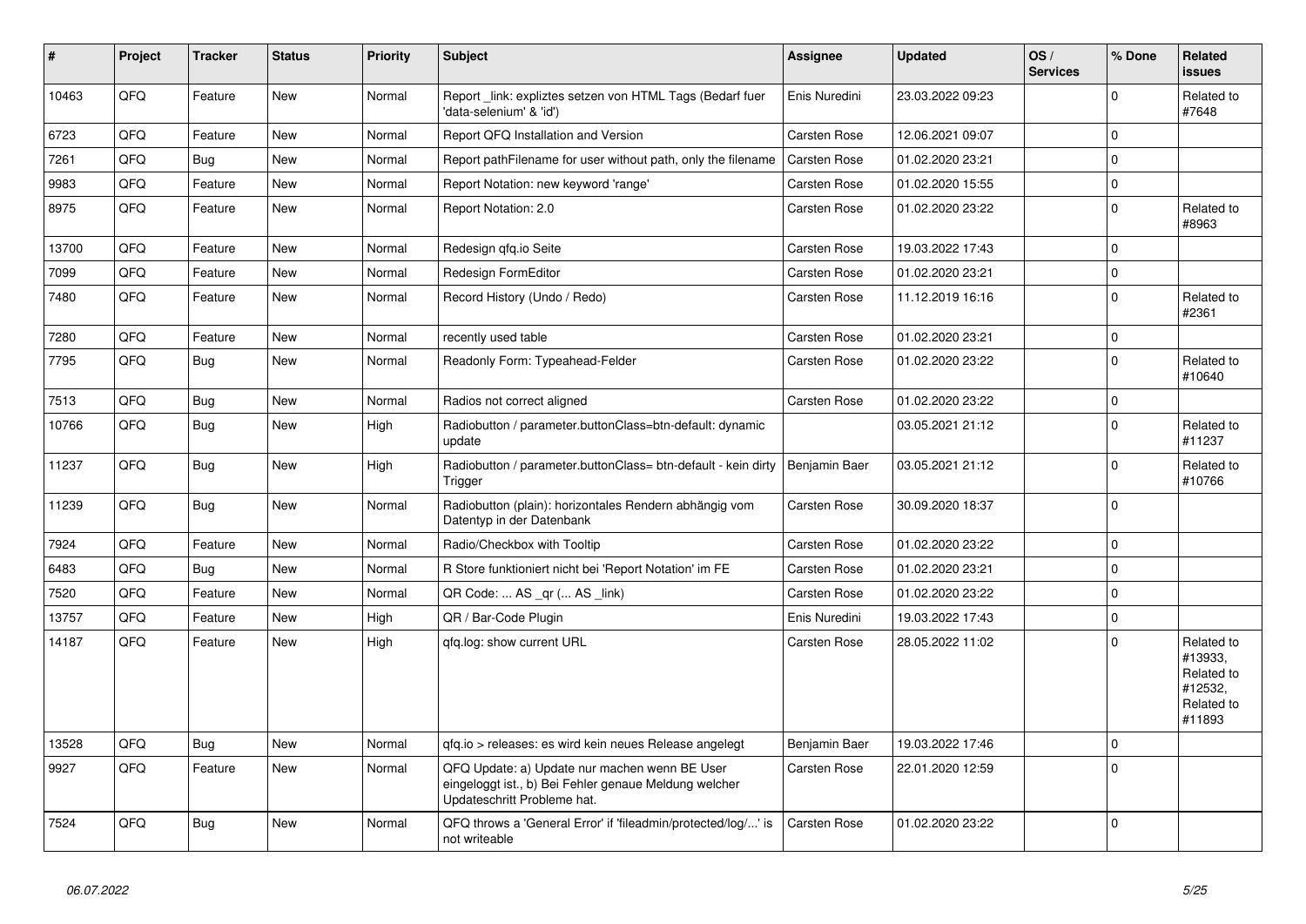| # | Project | Tracker | Status | Priority | Subject | Assignee | Updated | OS / Services | % Done | Related issues |
|---|---|---|---|---|---|---|---|---|---|---|
| 10463 | QFQ | Feature | New | Normal | Report _link: expliztes setzen von HTML Tags (Bedarf fuer 'data-selenium' & 'id') | Enis Nuredini | 23.03.2022 09:23 | | 0 | Related to #7648 |
| 6723 | QFQ | Feature | New | Normal | Report QFQ Installation and Version | Carsten Rose | 12.06.2021 09:07 | | 0 | |
| 7261 | QFQ | Bug | New | Normal | Report pathFilename for user without path, only the filename | Carsten Rose | 01.02.2020 23:21 | | 0 | |
| 9983 | QFQ | Feature | New | Normal | Report Notation: new keyword 'range' | Carsten Rose | 01.02.2020 15:55 | | 0 | |
| 8975 | QFQ | Feature | New | Normal | Report Notation: 2.0 | Carsten Rose | 01.02.2020 23:22 | | 0 | Related to #8963 |
| 13700 | QFQ | Feature | New | Normal | Redesign qfq.io Seite | Carsten Rose | 19.03.2022 17:43 | | 0 | |
| 7099 | QFQ | Feature | New | Normal | Redesign FormEditor | Carsten Rose | 01.02.2020 23:21 | | 0 | |
| 7480 | QFQ | Feature | New | Normal | Record History (Undo / Redo) | Carsten Rose | 11.12.2019 16:16 | | 0 | Related to #2361 |
| 7280 | QFQ | Feature | New | Normal | recently used table | Carsten Rose | 01.02.2020 23:21 | | 0 | |
| 7795 | QFQ | Bug | New | Normal | Readonly Form: Typeahead-Felder | Carsten Rose | 01.02.2020 23:22 | | 0 | Related to #10640 |
| 7513 | QFQ | Bug | New | Normal | Radios not correct aligned | Carsten Rose | 01.02.2020 23:22 | | 0 | |
| 10766 | QFQ | Bug | New | High | Radiobutton / parameter.buttonClass=btn-default: dynamic update | | 03.05.2021 21:12 | | 0 | Related to #11237 |
| 11237 | QFQ | Bug | New | High | Radiobutton / parameter.buttonClass= btn-default - kein dirty Trigger | Benjamin Baer | 03.05.2021 21:12 | | 0 | Related to #10766 |
| 11239 | QFQ | Bug | New | Normal | Radiobutton (plain): horizontales Rendern abhängig vom Datentyp in der Datenbank | Carsten Rose | 30.09.2020 18:37 | | 0 | |
| 7924 | QFQ | Feature | New | Normal | Radio/Checkbox with Tooltip | Carsten Rose | 01.02.2020 23:22 | | 0 | |
| 6483 | QFQ | Bug | New | Normal | R Store funktioniert nicht bei 'Report Notation' im FE | Carsten Rose | 01.02.2020 23:21 | | 0 | |
| 7520 | QFQ | Feature | New | Normal | QR Code: ... AS _qr (... AS _link) | Carsten Rose | 01.02.2020 23:22 | | 0 | |
| 13757 | QFQ | Feature | New | High | QR / Bar-Code Plugin | Enis Nuredini | 19.03.2022 17:43 | | 0 | |
| 14187 | QFQ | Feature | New | High | qfq.log: show current URL | Carsten Rose | 28.05.2022 11:02 | | 0 | Related to #13933, Related to #12532, Related to #11893 |
| 13528 | QFQ | Bug | New | Normal | qfq.io > releases: es wird kein neues Release angelegt | Benjamin Baer | 19.03.2022 17:46 | | 0 | |
| 9927 | QFQ | Feature | New | Normal | QFQ Update: a) Update nur machen wenn BE User eingeloggt ist., b) Bei Fehler genaue Meldung welcher Updateschritt Probleme hat. | Carsten Rose | 22.01.2020 12:59 | | 0 | |
| 7524 | QFQ | Bug | New | Normal | QFQ throws a 'General Error' if 'fileadmin/protected/log/...' is not writeable | Carsten Rose | 01.02.2020 23:22 | | 0 | |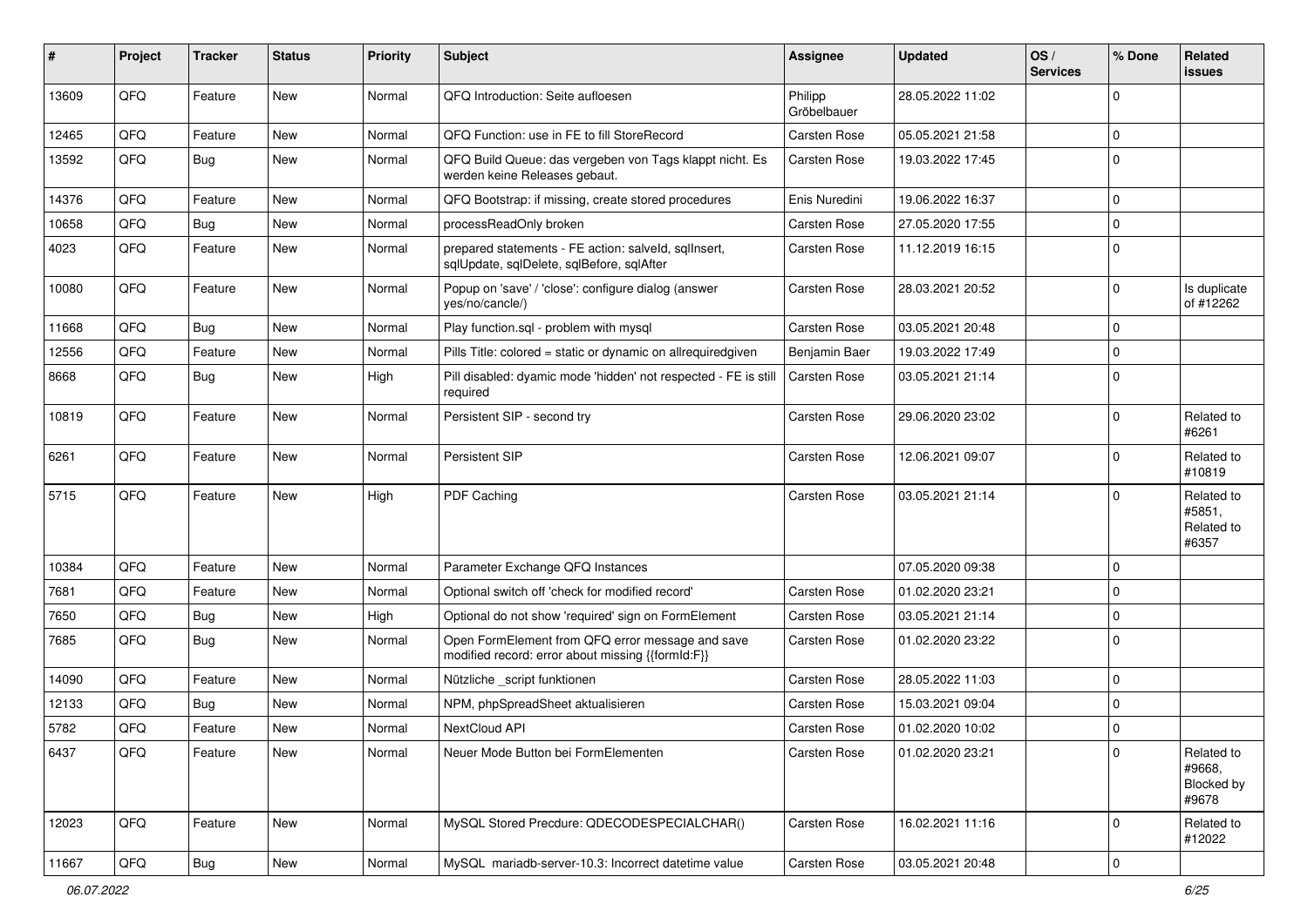| # | Project | Tracker | Status | Priority | Subject | Assignee | Updated | OS / Services | % Done | Related issues |
|---|---|---|---|---|---|---|---|---|---|---|
| 13609 | QFQ | Feature | New | Normal | QFQ Introduction: Seite aufloesen | Philipp Gröbelbauer | 28.05.2022 11:02 | | 0 | |
| 12465 | QFQ | Feature | New | Normal | QFQ Function: use in FE to fill StoreRecord | Carsten Rose | 05.05.2021 21:58 | | 0 | |
| 13592 | QFQ | Bug | New | Normal | QFQ Build Queue: das vergeben von Tags klappt nicht. Es werden keine Releases gebaut. | Carsten Rose | 19.03.2022 17:45 | | 0 | |
| 14376 | QFQ | Feature | New | Normal | QFQ Bootstrap: if missing, create stored procedures | Enis Nuredini | 19.06.2022 16:37 | | 0 | |
| 10658 | QFQ | Bug | New | Normal | processReadOnly broken | Carsten Rose | 27.05.2020 17:55 | | 0 | |
| 4023 | QFQ | Feature | New | Normal | prepared statements - FE action: salveld, sqlInsert, sqlUpdate, sqlDelete, sqlBefore, sqlAfter | Carsten Rose | 11.12.2019 16:15 | | 0 | |
| 10080 | QFQ | Feature | New | Normal | Popup on 'save' / 'close': configure dialog (answer yes/no/cancle/) | Carsten Rose | 28.03.2021 20:52 | | 0 | Is duplicate of #12262 |
| 11668 | QFQ | Bug | New | Normal | Play function.sql - problem with mysql | Carsten Rose | 03.05.2021 20:48 | | 0 | |
| 12556 | QFQ | Feature | New | Normal | Pills Title: colored = static or dynamic on allrequiredgiven | Benjamin Baer | 19.03.2022 17:49 | | 0 | |
| 8668 | QFQ | Bug | New | High | Pill disabled: dyamic mode 'hidden' not respected - FE is still required | Carsten Rose | 03.05.2021 21:14 | | 0 | |
| 10819 | QFQ | Feature | New | Normal | Persistent SIP - second try | Carsten Rose | 29.06.2020 23:02 | | 0 | Related to #6261 |
| 6261 | QFQ | Feature | New | Normal | Persistent SIP | Carsten Rose | 12.06.2021 09:07 | | 0 | Related to #10819 |
| 5715 | QFQ | Feature | New | High | PDF Caching | Carsten Rose | 03.05.2021 21:14 | | 0 | Related to #5851, Related to #6357 |
| 10384 | QFQ | Feature | New | Normal | Parameter Exchange QFQ Instances | | 07.05.2020 09:38 | | 0 | |
| 7681 | QFQ | Feature | New | Normal | Optional switch off 'check for modified record' | Carsten Rose | 01.02.2020 23:21 | | 0 | |
| 7650 | QFQ | Bug | New | High | Optional do not show 'required' sign on FormElement | Carsten Rose | 03.05.2021 21:14 | | 0 | |
| 7685 | QFQ | Bug | New | Normal | Open FormElement from QFQ error message and save modified record: error about missing {{formId:F}} | Carsten Rose | 01.02.2020 23:22 | | 0 | |
| 14090 | QFQ | Feature | New | Normal | Nützliche _script funktionen | Carsten Rose | 28.05.2022 11:03 | | 0 | |
| 12133 | QFQ | Bug | New | Normal | NPM, phpSpreadSheet aktualisieren | Carsten Rose | 15.03.2021 09:04 | | 0 | |
| 5782 | QFQ | Feature | New | Normal | NextCloud API | Carsten Rose | 01.02.2020 10:02 | | 0 | |
| 6437 | QFQ | Feature | New | Normal | Neuer Mode Button bei FormElementen | Carsten Rose | 01.02.2020 23:21 | | 0 | Related to #9668, Blocked by #9678 |
| 12023 | QFQ | Feature | New | Normal | MySQL Stored Precdure: QDECODESPECIALCHAR() | Carsten Rose | 16.02.2021 11:16 | | 0 | Related to #12022 |
| 11667 | QFQ | Bug | New | Normal | MySQL mariadb-server-10.3: Incorrect datetime value | Carsten Rose | 03.05.2021 20:48 | | 0 | |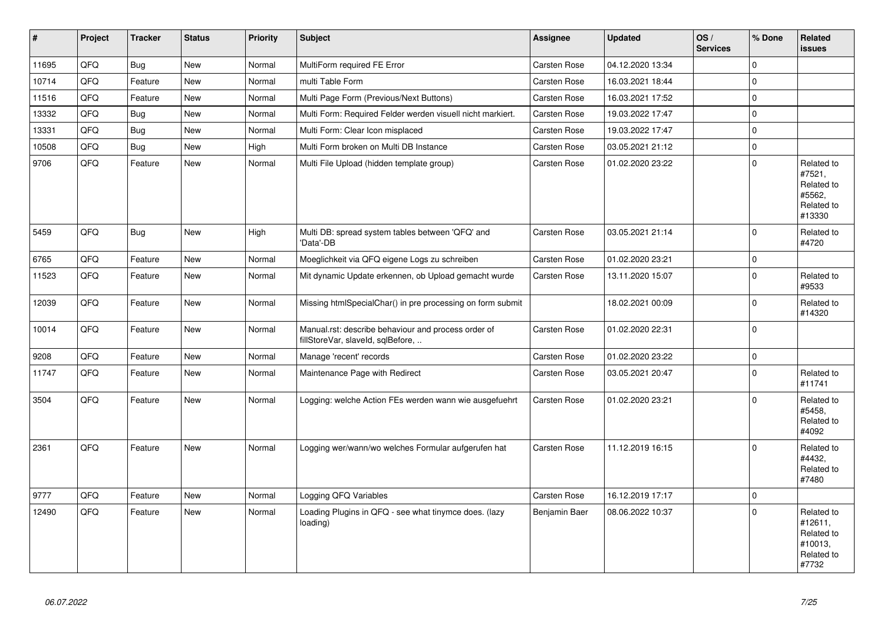| # | Project | Tracker | Status | Priority | Subject | Assignee | Updated | OS / Services | % Done | Related issues |
|---|---|---|---|---|---|---|---|---|---|---|
| 11695 | QFQ | Bug | New | Normal | MultiForm required FE Error | Carsten Rose | 04.12.2020 13:34 | | 0 | |
| 10714 | QFQ | Feature | New | Normal | multi Table Form | Carsten Rose | 16.03.2021 18:44 | | 0 | |
| 11516 | QFQ | Feature | New | Normal | Multi Page Form (Previous/Next Buttons) | Carsten Rose | 16.03.2021 17:52 | | 0 | |
| 13332 | QFQ | Bug | New | Normal | Multi Form: Required Felder werden visuell nicht markiert. | Carsten Rose | 19.03.2022 17:47 | | 0 | |
| 13331 | QFQ | Bug | New | Normal | Multi Form: Clear Icon misplaced | Carsten Rose | 19.03.2022 17:47 | | 0 | |
| 10508 | QFQ | Bug | New | High | Multi Form broken on Multi DB Instance | Carsten Rose | 03.05.2021 21:12 | | 0 | |
| 9706 | QFQ | Feature | New | Normal | Multi File Upload (hidden template group) | Carsten Rose | 01.02.2020 23:22 | | 0 | Related to #7521, Related to #5562, Related to #13330 |
| 5459 | QFQ | Bug | New | High | Multi DB: spread system tables between 'QFQ' and 'Data'-DB | Carsten Rose | 03.05.2021 21:14 | | 0 | Related to #4720 |
| 6765 | QFQ | Feature | New | Normal | Moeglichkeit via QFQ eigene Logs zu schreiben | Carsten Rose | 01.02.2020 23:21 | | 0 | |
| 11523 | QFQ | Feature | New | Normal | Mit dynamic Update erkennen, ob Upload gemacht wurde | Carsten Rose | 13.11.2020 15:07 | | 0 | Related to #9533 |
| 12039 | QFQ | Feature | New | Normal | Missing htmlSpecialChar() in pre processing on form submit | | 18.02.2021 00:09 | | 0 | Related to #14320 |
| 10014 | QFQ | Feature | New | Normal | Manual.rst: describe behaviour and process order of fillStoreVar, slaveId, sqlBefore, .. | Carsten Rose | 01.02.2020 22:31 | | 0 | |
| 9208 | QFQ | Feature | New | Normal | Manage 'recent' records | Carsten Rose | 01.02.2020 23:22 | | 0 | |
| 11747 | QFQ | Feature | New | Normal | Maintenance Page with Redirect | Carsten Rose | 03.05.2021 20:47 | | 0 | Related to #11741 |
| 3504 | QFQ | Feature | New | Normal | Logging: welche Action FEs werden wann wie ausgefuehrt | Carsten Rose | 01.02.2020 23:21 | | 0 | Related to #5458, Related to #4092 |
| 2361 | QFQ | Feature | New | Normal | Logging wer/wann/wo welches Formular aufgerufen hat | Carsten Rose | 11.12.2019 16:15 | | 0 | Related to #4432, Related to #7480 |
| 9777 | QFQ | Feature | New | Normal | Logging QFQ Variables | Carsten Rose | 16.12.2019 17:17 | | 0 | |
| 12490 | QFQ | Feature | New | Normal | Loading Plugins in QFQ - see what tinymce does. (lazy loading) | Benjamin Baer | 08.06.2022 10:37 | | 0 | Related to #12611, Related to #10013, Related to #7732 |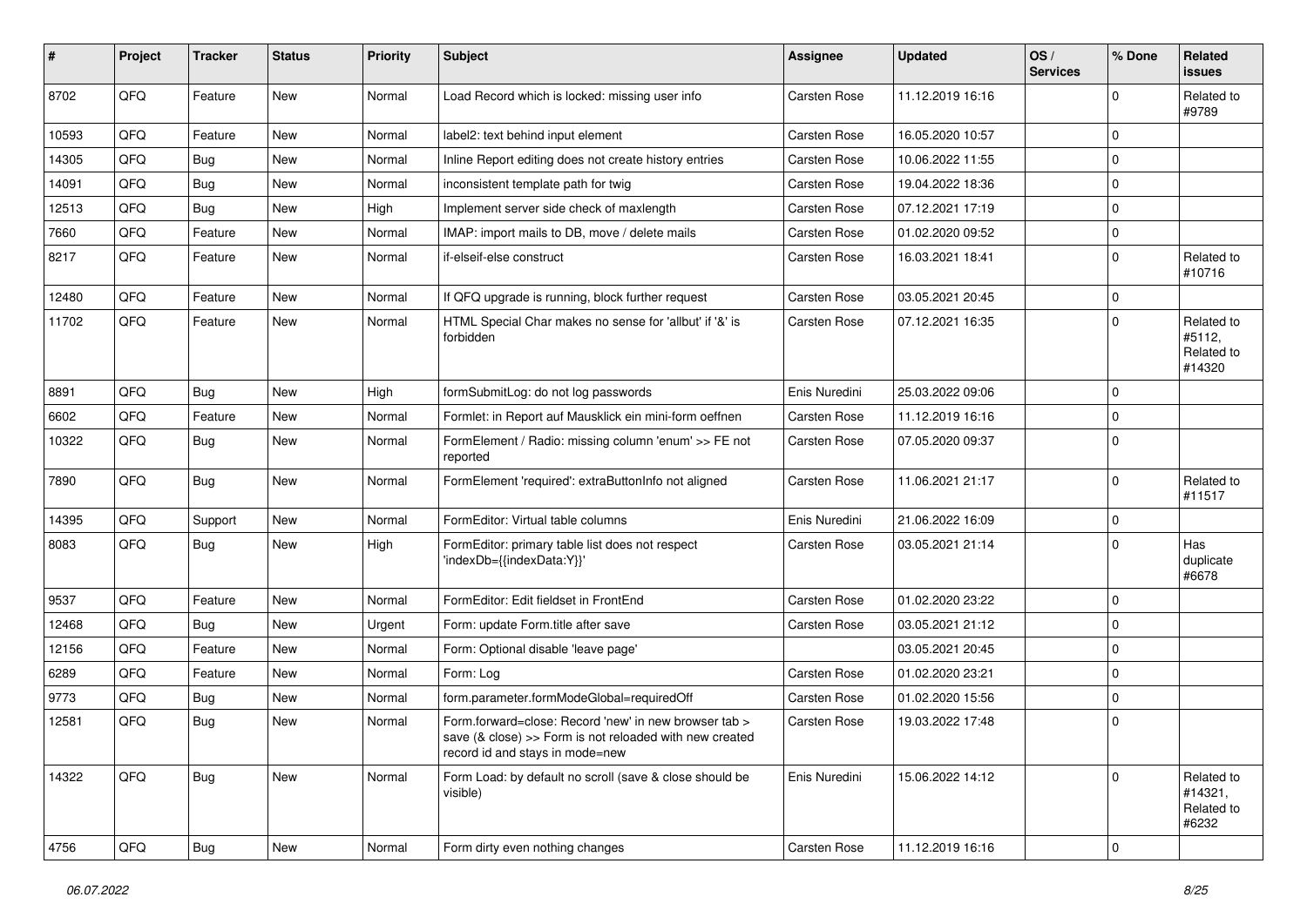| # | Project | Tracker | Status | Priority | Subject | Assignee | Updated | OS / Services | % Done | Related issues |
|---|---|---|---|---|---|---|---|---|---|---|
| 8702 | QFQ | Feature | New | Normal | Load Record which is locked: missing user info | Carsten Rose | 11.12.2019 16:16 | | 0 | Related to #9789 |
| 10593 | QFQ | Feature | New | Normal | label2: text behind input element | Carsten Rose | 16.05.2020 10:57 | | 0 | |
| 14305 | QFQ | Bug | New | Normal | Inline Report editing does not create history entries | Carsten Rose | 10.06.2022 11:55 | | 0 | |
| 14091 | QFQ | Bug | New | Normal | inconsistent template path for twig | Carsten Rose | 19.04.2022 18:36 | | 0 | |
| 12513 | QFQ | Bug | New | High | Implement server side check of maxlength | Carsten Rose | 07.12.2021 17:19 | | 0 | |
| 7660 | QFQ | Feature | New | Normal | IMAP: import mails to DB, move / delete mails | Carsten Rose | 01.02.2020 09:52 | | 0 | |
| 8217 | QFQ | Feature | New | Normal | if-elseif-else construct | Carsten Rose | 16.03.2021 18:41 | | 0 | Related to #10716 |
| 12480 | QFQ | Feature | New | Normal | If QFQ upgrade is running, block further request | Carsten Rose | 03.05.2021 20:45 | | 0 | |
| 11702 | QFQ | Feature | New | Normal | HTML Special Char makes no sense for 'allbut' if '&' is forbidden | Carsten Rose | 07.12.2021 16:35 | | 0 | Related to #5112, Related to #14320 |
| 8891 | QFQ | Bug | New | High | formSubmitLog: do not log passwords | Enis Nuredini | 25.03.2022 09:06 | | 0 | |
| 6602 | QFQ | Feature | New | Normal | Formlet: in Report auf Mausklick ein mini-form oeffnen | Carsten Rose | 11.12.2019 16:16 | | 0 | |
| 10322 | QFQ | Bug | New | Normal | FormElement / Radio: missing column 'enum' >> FE not reported | Carsten Rose | 07.05.2020 09:37 | | 0 | |
| 7890 | QFQ | Bug | New | Normal | FormElement 'required': extraButtonInfo not aligned | Carsten Rose | 11.06.2021 21:17 | | 0 | Related to #11517 |
| 14395 | QFQ | Support | New | Normal | FormEditor: Virtual table columns | Enis Nuredini | 21.06.2022 16:09 | | 0 | |
| 8083 | QFQ | Bug | New | High | FormEditor: primary table list does not respect 'indexDb={{indexData:Y}}' | Carsten Rose | 03.05.2021 21:14 | | 0 | Has duplicate #6678 |
| 9537 | QFQ | Feature | New | Normal | FormEditor: Edit fieldset in FrontEnd | Carsten Rose | 01.02.2020 23:22 | | 0 | |
| 12468 | QFQ | Bug | New | Urgent | Form: update Form.title after save | Carsten Rose | 03.05.2021 21:12 | | 0 | |
| 12156 | QFQ | Feature | New | Normal | Form: Optional disable 'leave page' | | 03.05.2021 20:45 | | 0 | |
| 6289 | QFQ | Feature | New | Normal | Form: Log | Carsten Rose | 01.02.2020 23:21 | | 0 | |
| 9773 | QFQ | Bug | New | Normal | form.parameter.formModeGlobal=requiredOff | Carsten Rose | 01.02.2020 15:56 | | 0 | |
| 12581 | QFQ | Bug | New | Normal | Form.forward=close: Record 'new' in new browser tab > save (& close) >> Form is not reloaded with new created record id and stays in mode=new | Carsten Rose | 19.03.2022 17:48 | | 0 | |
| 14322 | QFQ | Bug | New | Normal | Form Load: by default no scroll (save & close should be visible) | Enis Nuredini | 15.06.2022 14:12 | | 0 | Related to #14321, Related to #6232 |
| 4756 | QFQ | Bug | New | Normal | Form dirty even nothing changes | Carsten Rose | 11.12.2019 16:16 | | 0 | |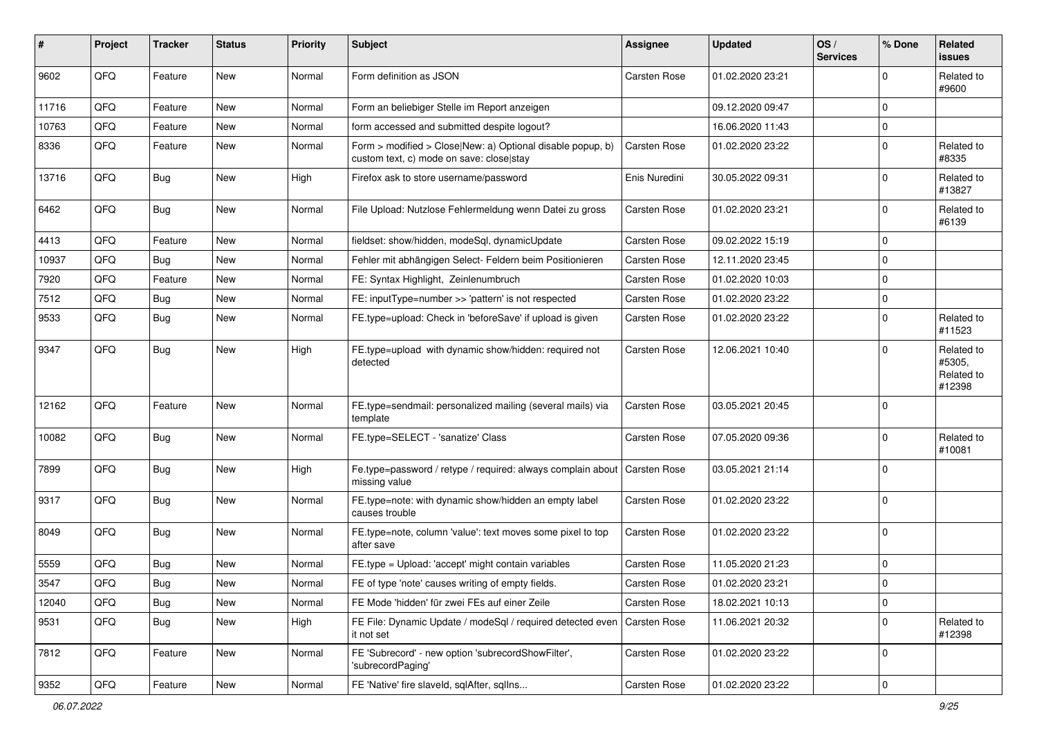| # | Project | Tracker | Status | Priority | Subject | Assignee | Updated | OS / Services | % Done | Related issues |
|---|---|---|---|---|---|---|---|---|---|---|
| 9602 | QFQ | Feature | New | Normal | Form definition as JSON | Carsten Rose | 01.02.2020 23:21 | | 0 | Related to #9600 |
| 11716 | QFQ | Feature | New | Normal | Form an beliebiger Stelle im Report anzeigen | | 09.12.2020 09:47 | | 0 | |
| 10763 | QFQ | Feature | New | Normal | form accessed and submitted despite logout? | | 16.06.2020 11:43 | | 0 | |
| 8336 | QFQ | Feature | New | Normal | Form > modified > Close\|New: a) Optional disable popup, b) custom text, c) mode on save: close\|stay | Carsten Rose | 01.02.2020 23:22 | | 0 | Related to #8335 |
| 13716 | QFQ | Bug | New | High | Firefox ask to store username/password | Enis Nuredini | 30.05.2022 09:31 | | 0 | Related to #13827 |
| 6462 | QFQ | Bug | New | Normal | File Upload: Nutzlose Fehlermeldung wenn Datei zu gross | Carsten Rose | 01.02.2020 23:21 | | 0 | Related to #6139 |
| 4413 | QFQ | Feature | New | Normal | fieldset: show/hidden, modeSql, dynamicUpdate | Carsten Rose | 09.02.2022 15:19 | | 0 | |
| 10937 | QFQ | Bug | New | Normal | Fehler mit abhängigen Select- Feldern beim Positionieren | Carsten Rose | 12.11.2020 23:45 | | 0 | |
| 7920 | QFQ | Feature | New | Normal | FE: Syntax Highlight, Zeinlenumbruch | Carsten Rose | 01.02.2020 10:03 | | 0 | |
| 7512 | QFQ | Bug | New | Normal | FE: inputType=number >> 'pattern' is not respected | Carsten Rose | 01.02.2020 23:22 | | 0 | |
| 9533 | QFQ | Bug | New | Normal | FE.type=upload: Check in 'beforeSave' if upload is given | Carsten Rose | 01.02.2020 23:22 | | 0 | Related to #11523 |
| 9347 | QFQ | Bug | New | High | FE.type=upload with dynamic show/hidden: required not detected | Carsten Rose | 12.06.2021 10:40 | | 0 | Related to #5305, Related to #12398 |
| 12162 | QFQ | Feature | New | Normal | FE.type=sendmail: personalized mailing (several mails) via template | Carsten Rose | 03.05.2021 20:45 | | 0 | |
| 10082 | QFQ | Bug | New | Normal | FE.type=SELECT - 'sanatize' Class | Carsten Rose | 07.05.2020 09:36 | | 0 | Related to #10081 |
| 7899 | QFQ | Bug | New | High | Fe.type=password / retype / required: always complain about missing value | Carsten Rose | 03.05.2021 21:14 | | 0 | |
| 9317 | QFQ | Bug | New | Normal | FE.type=note: with dynamic show/hidden an empty label causes trouble | Carsten Rose | 01.02.2020 23:22 | | 0 | |
| 8049 | QFQ | Bug | New | Normal | FE.type=note, column 'value': text moves some pixel to top after save | Carsten Rose | 01.02.2020 23:22 | | 0 | |
| 5559 | QFQ | Bug | New | Normal | FE.type = Upload: 'accept' might contain variables | Carsten Rose | 11.05.2020 21:23 | | 0 | |
| 3547 | QFQ | Bug | New | Normal | FE of type 'note' causes writing of empty fields. | Carsten Rose | 01.02.2020 23:21 | | 0 | |
| 12040 | QFQ | Bug | New | Normal | FE Mode 'hidden' für zwei FEs auf einer Zeile | Carsten Rose | 18.02.2021 10:13 | | 0 | |
| 9531 | QFQ | Bug | New | High | FE File: Dynamic Update / modeSql / required detected even it not set | Carsten Rose | 11.06.2021 20:32 | | 0 | Related to #12398 |
| 7812 | QFQ | Feature | New | Normal | FE 'Subrecord' - new option 'subrecordShowFilter', 'subrecordPaging' | Carsten Rose | 01.02.2020 23:22 | | 0 | |
| 9352 | QFQ | Feature | New | Normal | FE 'Native' fire slaveId, sqlAfter, sqlIns... | Carsten Rose | 01.02.2020 23:22 | | 0 | |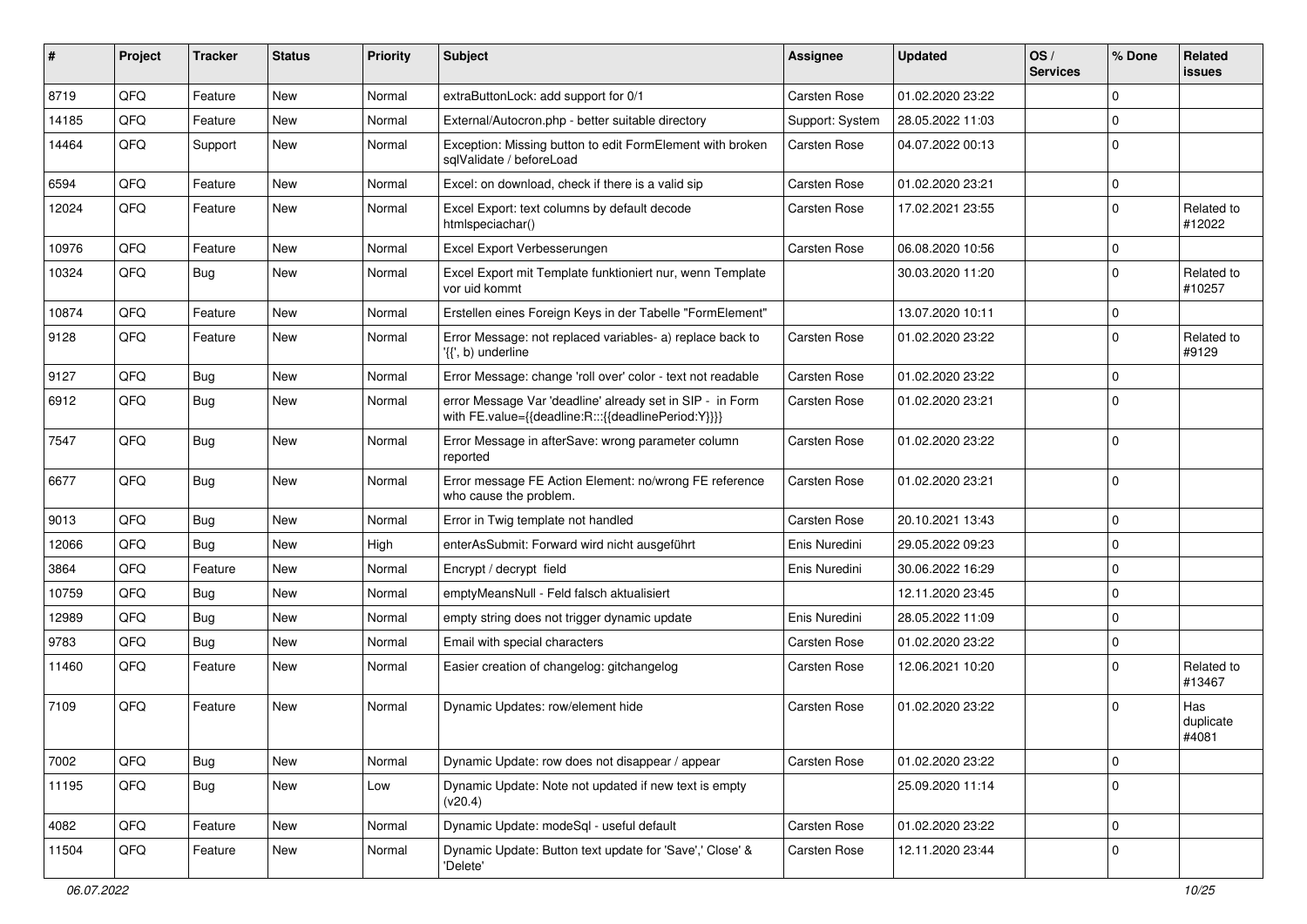| # | Project | Tracker | Status | Priority | Subject | Assignee | Updated | OS / Services | % Done | Related issues |
|---|---|---|---|---|---|---|---|---|---|---|
| 8719 | QFQ | Feature | New | Normal | extraButtonLock: add support for 0/1 | Carsten Rose | 01.02.2020 23:22 | | 0 | |
| 14185 | QFQ | Feature | New | Normal | External/Autocron.php - better suitable directory | Support: System | 28.05.2022 11:03 | | 0 | |
| 14464 | QFQ | Support | New | Normal | Exception: Missing button to edit FormElement with broken sqlValidate / beforeLoad | Carsten Rose | 04.07.2022 00:13 | | 0 | |
| 6594 | QFQ | Feature | New | Normal | Excel: on download, check if there is a valid sip | Carsten Rose | 01.02.2020 23:21 | | 0 | |
| 12024 | QFQ | Feature | New | Normal | Excel Export: text columns by default decode htmlspeciachar() | Carsten Rose | 17.02.2021 23:55 | | 0 | Related to #12022 |
| 10976 | QFQ | Feature | New | Normal | Excel Export Verbesserungen | Carsten Rose | 06.08.2020 10:56 | | 0 | |
| 10324 | QFQ | Bug | New | Normal | Excel Export mit Template funktioniert nur, wenn Template vor uid kommt | | 30.03.2020 11:20 | | 0 | Related to #10257 |
| 10874 | QFQ | Feature | New | Normal | Erstellen eines Foreign Keys in der Tabelle "FormElement" | | 13.07.2020 10:11 | | 0 | |
| 9128 | QFQ | Feature | New | Normal | Error Message: not replaced variables- a) replace back to '{{', b) underline | Carsten Rose | 01.02.2020 23:22 | | 0 | Related to #9129 |
| 9127 | QFQ | Bug | New | Normal | Error Message: change 'roll over' color - text not readable | Carsten Rose | 01.02.2020 23:22 | | 0 | |
| 6912 | QFQ | Bug | New | Normal | error Message Var 'deadline' already set in SIP - in Form with FE.value={{deadline:R:::{{deadlinePeriod:Y}}}} | Carsten Rose | 01.02.2020 23:21 | | 0 | |
| 7547 | QFQ | Bug | New | Normal | Error Message in afterSave: wrong parameter column reported | Carsten Rose | 01.02.2020 23:22 | | 0 | |
| 6677 | QFQ | Bug | New | Normal | Error message FE Action Element: no/wrong FE reference who cause the problem. | Carsten Rose | 01.02.2020 23:21 | | 0 | |
| 9013 | QFQ | Bug | New | Normal | Error in Twig template not handled | Carsten Rose | 20.10.2021 13:43 | | 0 | |
| 12066 | QFQ | Bug | New | High | enterAsSubmit: Forward wird nicht ausgeführt | Enis Nuredini | 29.05.2022 09:23 | | 0 | |
| 3864 | QFQ | Feature | New | Normal | Encrypt / decrypt field | Enis Nuredini | 30.06.2022 16:29 | | 0 | |
| 10759 | QFQ | Bug | New | Normal | emptyMeansNull - Feld falsch aktualisiert | | 12.11.2020 23:45 | | 0 | |
| 12989 | QFQ | Bug | New | Normal | empty string does not trigger dynamic update | Enis Nuredini | 28.05.2022 11:09 | | 0 | |
| 9783 | QFQ | Bug | New | Normal | Email with special characters | Carsten Rose | 01.02.2020 23:22 | | 0 | |
| 11460 | QFQ | Feature | New | Normal | Easier creation of changelog: gitchangelog | Carsten Rose | 12.06.2021 10:20 | | 0 | Related to #13467 |
| 7109 | QFQ | Feature | New | Normal | Dynamic Updates: row/element hide | Carsten Rose | 01.02.2020 23:22 | | 0 | Has duplicate #4081 |
| 7002 | QFQ | Bug | New | Normal | Dynamic Update: row does not disappear / appear | Carsten Rose | 01.02.2020 23:22 | | 0 | |
| 11195 | QFQ | Bug | New | Low | Dynamic Update: Note not updated if new text is empty (v20.4) | | 25.09.2020 11:14 | | 0 | |
| 4082 | QFQ | Feature | New | Normal | Dynamic Update: modeSql - useful default | Carsten Rose | 01.02.2020 23:22 | | 0 | |
| 11504 | QFQ | Feature | New | Normal | Dynamic Update: Button text update for 'Save',' Close' & 'Delete' | Carsten Rose | 12.11.2020 23:44 | | 0 | |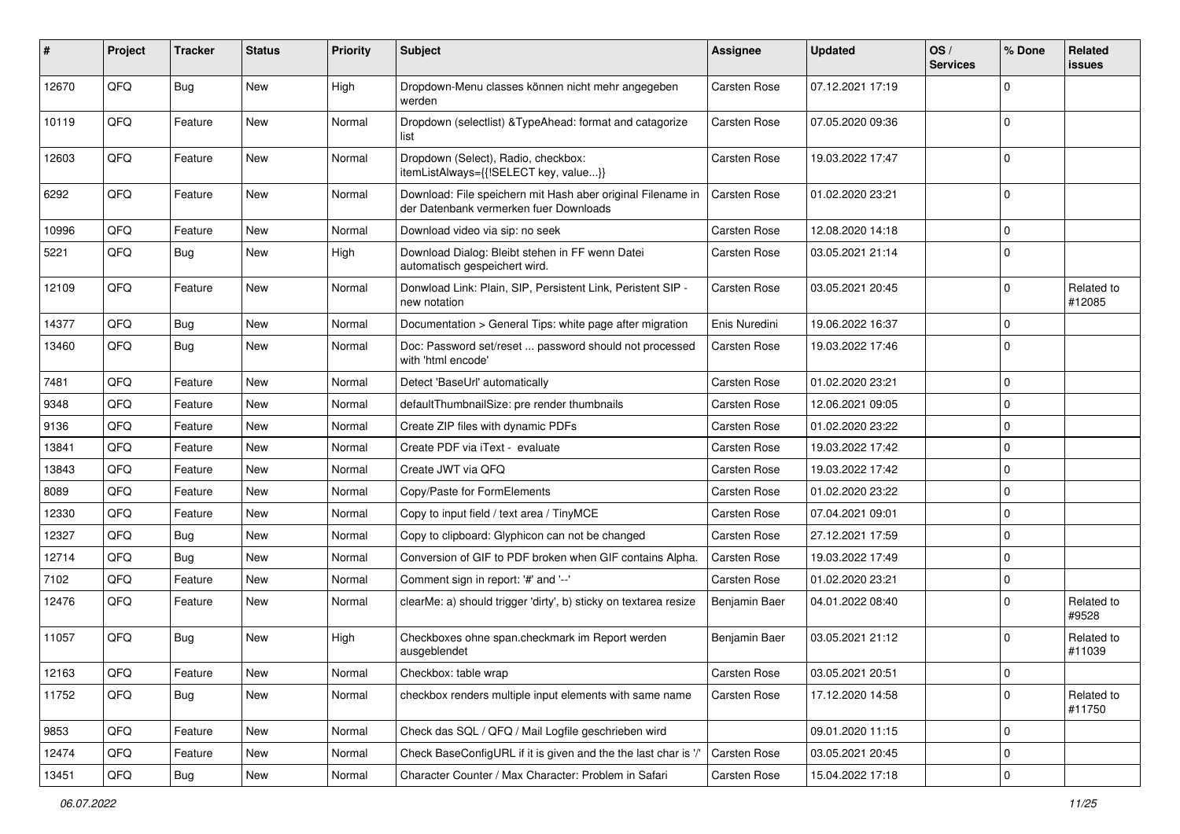| # | Project | Tracker | Status | Priority | Subject | Assignee | Updated | OS / Services | % Done | Related issues |
|---|---|---|---|---|---|---|---|---|---|---|
| 12670 | QFQ | Bug | New | High | Dropdown-Menu classes können nicht mehr angegeben werden | Carsten Rose | 07.12.2021 17:19 | | 0 | |
| 10119 | QFQ | Feature | New | Normal | Dropdown (selectlist) &TypeAhead: format and catagorize list | Carsten Rose | 07.05.2020 09:36 | | 0 | |
| 12603 | QFQ | Feature | New | Normal | Dropdown (Select), Radio, checkbox: itemListAlways={{!SELECT key, value...}} | Carsten Rose | 19.03.2022 17:47 | | 0 | |
| 6292 | QFQ | Feature | New | Normal | Download: File speichern mit Hash aber original Filename in der Datenbank vermerken fuer Downloads | Carsten Rose | 01.02.2020 23:21 | | 0 | |
| 10996 | QFQ | Feature | New | Normal | Download video via sip: no seek | Carsten Rose | 12.08.2020 14:18 | | 0 | |
| 5221 | QFQ | Bug | New | High | Download Dialog: Bleibt stehen in FF wenn Datei automatisch gespeichert wird. | Carsten Rose | 03.05.2021 21:14 | | 0 | |
| 12109 | QFQ | Feature | New | Normal | Donwload Link: Plain, SIP, Persistent Link, Peristent SIP - new notation | Carsten Rose | 03.05.2021 20:45 | | 0 | Related to #12085 |
| 14377 | QFQ | Bug | New | Normal | Documentation > General Tips: white page after migration | Enis Nuredini | 19.06.2022 16:37 | | 0 | |
| 13460 | QFQ | Bug | New | Normal | Doc: Password set/reset ... password should not processed with 'html encode' | Carsten Rose | 19.03.2022 17:46 | | 0 | |
| 7481 | QFQ | Feature | New | Normal | Detect 'BaseUrl' automatically | Carsten Rose | 01.02.2020 23:21 | | 0 | |
| 9348 | QFQ | Feature | New | Normal | defaultThumbnailSize: pre render thumbnails | Carsten Rose | 12.06.2021 09:05 | | 0 | |
| 9136 | QFQ | Feature | New | Normal | Create ZIP files with dynamic PDFs | Carsten Rose | 01.02.2020 23:22 | | 0 | |
| 13841 | QFQ | Feature | New | Normal | Create PDF via iText - evaluate | Carsten Rose | 19.03.2022 17:42 | | 0 | |
| 13843 | QFQ | Feature | New | Normal | Create JWT via QFQ | Carsten Rose | 19.03.2022 17:42 | | 0 | |
| 8089 | QFQ | Feature | New | Normal | Copy/Paste for FormElements | Carsten Rose | 01.02.2020 23:22 | | 0 | |
| 12330 | QFQ | Feature | New | Normal | Copy to input field / text area / TinyMCE | Carsten Rose | 07.04.2021 09:01 | | 0 | |
| 12327 | QFQ | Bug | New | Normal | Copy to clipboard: Glyphicon can not be changed | Carsten Rose | 27.12.2021 17:59 | | 0 | |
| 12714 | QFQ | Bug | New | Normal | Conversion of GIF to PDF broken when GIF contains Alpha. | Carsten Rose | 19.03.2022 17:49 | | 0 | |
| 7102 | QFQ | Feature | New | Normal | Comment sign in report: '#' and '--' | Carsten Rose | 01.02.2020 23:21 | | 0 | |
| 12476 | QFQ | Feature | New | Normal | clearMe: a) should trigger 'dirty', b) sticky on textarea resize | Benjamin Baer | 04.01.2022 08:40 | | 0 | Related to #9528 |
| 11057 | QFQ | Bug | New | High | Checkboxes ohne span.checkmark im Report werden ausgeblendet | Benjamin Baer | 03.05.2021 21:12 | | 0 | Related to #11039 |
| 12163 | QFQ | Feature | New | Normal | Checkbox: table wrap | Carsten Rose | 03.05.2021 20:51 | | 0 | |
| 11752 | QFQ | Bug | New | Normal | checkbox renders multiple input elements with same name | Carsten Rose | 17.12.2020 14:58 | | 0 | Related to #11750 |
| 9853 | QFQ | Feature | New | Normal | Check das SQL / QFQ / Mail Logfile geschrieben wird | | 09.01.2020 11:15 | | 0 | |
| 12474 | QFQ | Feature | New | Normal | Check BaseConfigURL if it is given and the the last char is '/' | Carsten Rose | 03.05.2021 20:45 | | 0 | |
| 13451 | QFQ | Bug | New | Normal | Character Counter / Max Character: Problem in Safari | Carsten Rose | 15.04.2022 17:18 | | 0 | |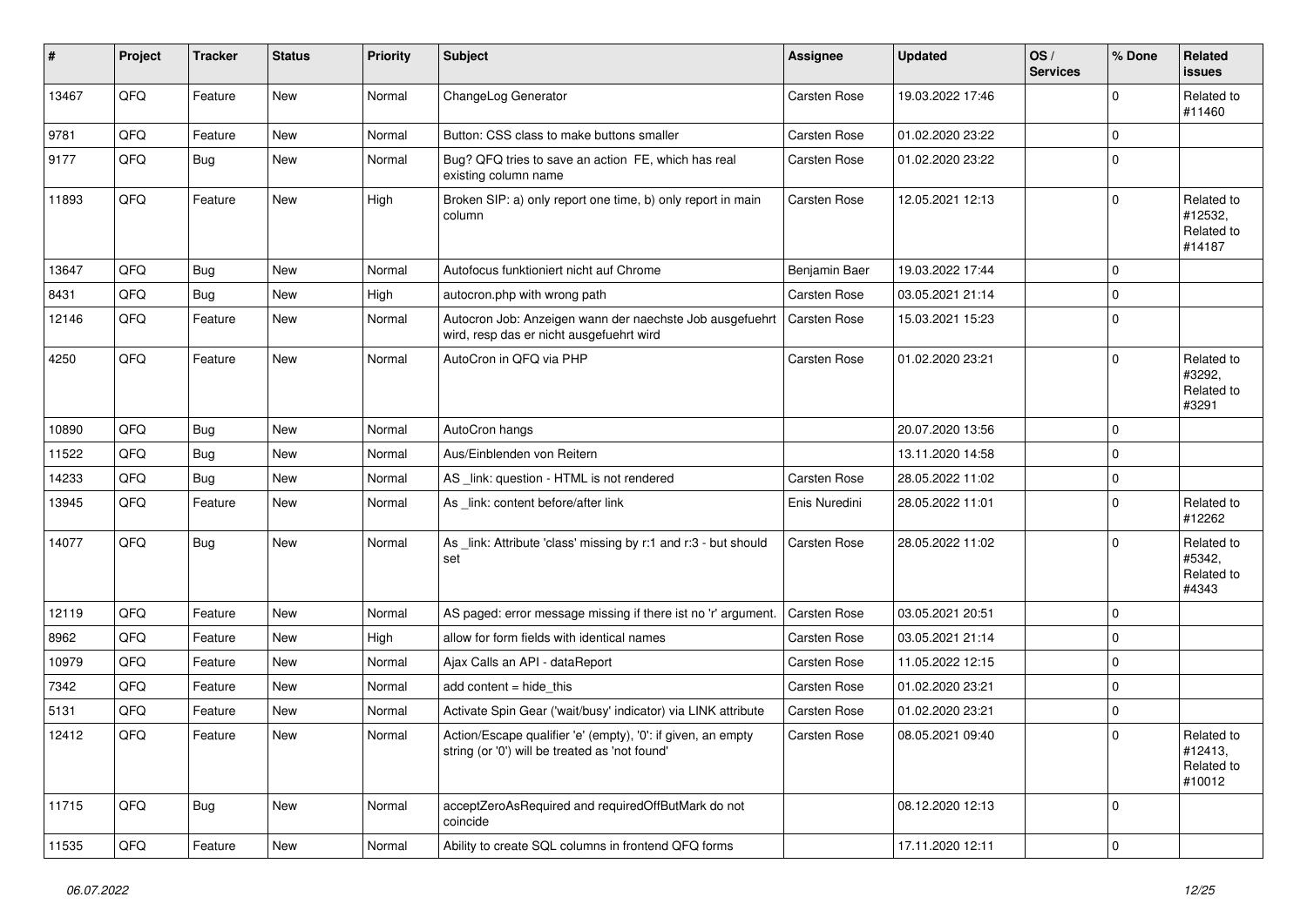| # | Project | Tracker | Status | Priority | Subject | Assignee | Updated | OS / Services | % Done | Related issues |
|---|---|---|---|---|---|---|---|---|---|---|
| 13467 | QFQ | Feature | New | Normal | ChangeLog Generator | Carsten Rose | 19.03.2022 17:46 | | 0 | Related to #11460 |
| 9781 | QFQ | Feature | New | Normal | Button: CSS class to make buttons smaller | Carsten Rose | 01.02.2020 23:22 | | 0 | |
| 9177 | QFQ | Bug | New | Normal | Bug? QFQ tries to save an action FE, which has real existing column name | Carsten Rose | 01.02.2020 23:22 | | 0 | |
| 11893 | QFQ | Feature | New | High | Broken SIP: a) only report one time, b) only report in main column | Carsten Rose | 12.05.2021 12:13 | | 0 | Related to #12532, Related to #14187 |
| 13647 | QFQ | Bug | New | Normal | Autofocus funktioniert nicht auf Chrome | Benjamin Baer | 19.03.2022 17:44 | | 0 | |
| 8431 | QFQ | Bug | New | High | autocron.php with wrong path | Carsten Rose | 03.05.2021 21:14 | | 0 | |
| 12146 | QFQ | Feature | New | Normal | Autocron Job: Anzeigen wann der naechste Job ausgefuehrt wird, resp das er nicht ausgefuehrt wird | Carsten Rose | 15.03.2021 15:23 | | 0 | |
| 4250 | QFQ | Feature | New | Normal | AutoCron in QFQ via PHP | Carsten Rose | 01.02.2020 23:21 | | 0 | Related to #3292, Related to #3291 |
| 10890 | QFQ | Bug | New | Normal | AutoCron hangs | | 20.07.2020 13:56 | | 0 | |
| 11522 | QFQ | Bug | New | Normal | Aus/Einblenden von Reitern | | 13.11.2020 14:58 | | 0 | |
| 14233 | QFQ | Bug | New | Normal | AS _link: question - HTML is not rendered | Carsten Rose | 28.05.2022 11:02 | | 0 | |
| 13945 | QFQ | Feature | New | Normal | As _link: content before/after link | Enis Nuredini | 28.05.2022 11:01 | | 0 | Related to #12262 |
| 14077 | QFQ | Bug | New | Normal | As _link: Attribute 'class' missing by r:1 and r:3 - but should set | Carsten Rose | 28.05.2022 11:02 | | 0 | Related to #5342, Related to #4343 |
| 12119 | QFQ | Feature | New | Normal | AS paged: error message missing if there ist no 'r' argument. | Carsten Rose | 03.05.2021 20:51 | | 0 | |
| 8962 | QFQ | Feature | New | High | allow for form fields with identical names | Carsten Rose | 03.05.2021 21:14 | | 0 | |
| 10979 | QFQ | Feature | New | Normal | Ajax Calls an API - dataReport | Carsten Rose | 11.05.2022 12:15 | | 0 | |
| 7342 | QFQ | Feature | New | Normal | add content = hide_this | Carsten Rose | 01.02.2020 23:21 | | 0 | |
| 5131 | QFQ | Feature | New | Normal | Activate Spin Gear ('wait/busy' indicator) via LINK attribute | Carsten Rose | 01.02.2020 23:21 | | 0 | |
| 12412 | QFQ | Feature | New | Normal | Action/Escape qualifier 'e' (empty), '0': if given, an empty string (or '0') will be treated as 'not found' | Carsten Rose | 08.05.2021 09:40 | | 0 | Related to #12413, Related to #10012 |
| 11715 | QFQ | Bug | New | Normal | acceptZeroAsRequired and requiredOffButMark do not coincide | | 08.12.2020 12:13 | | 0 | |
| 11535 | QFQ | Feature | New | Normal | Ability to create SQL columns in frontend QFQ forms | | 17.11.2020 12:11 | | 0 | |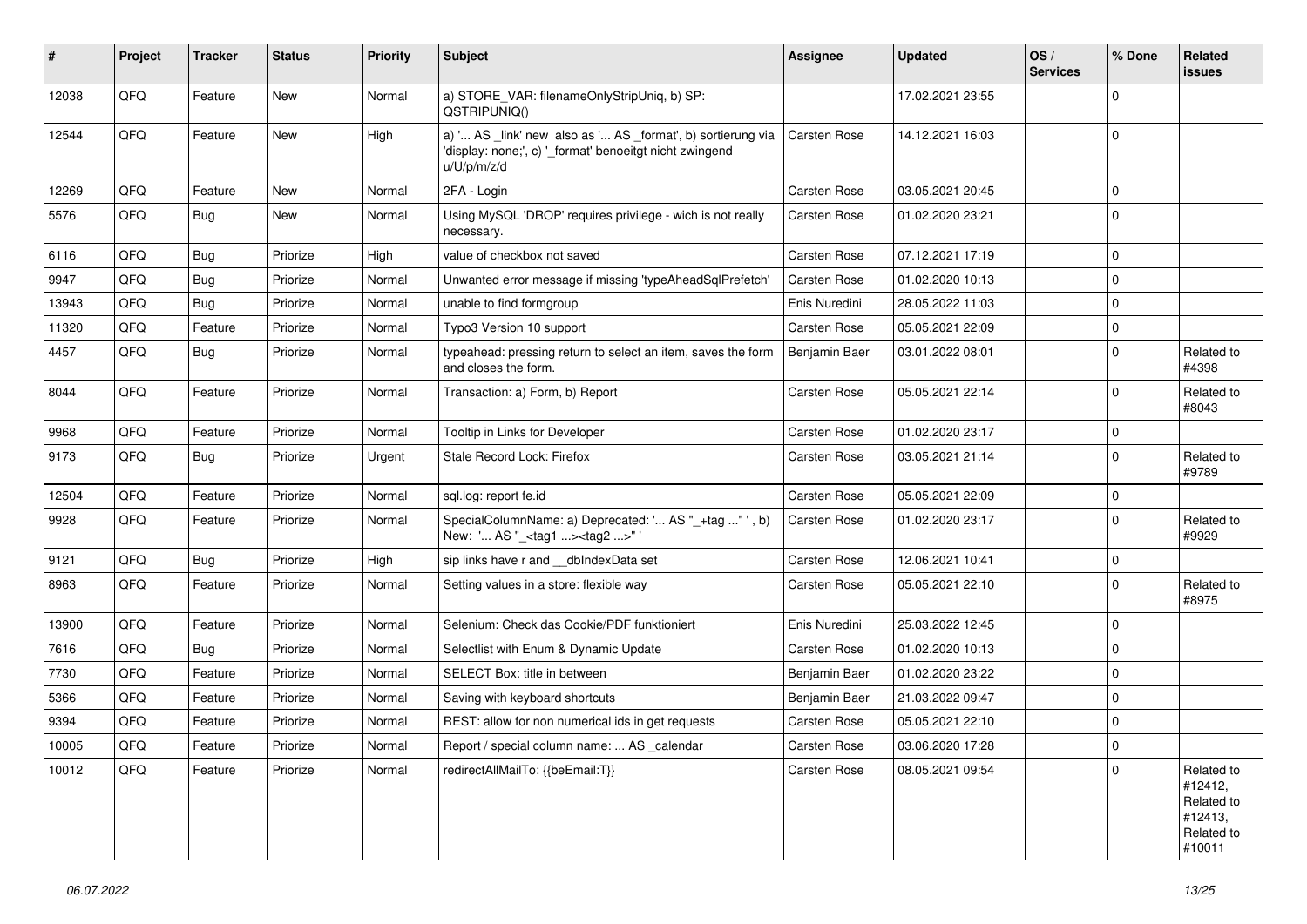| # | Project | Tracker | Status | Priority | Subject | Assignee | Updated | OS / Services | % Done | Related issues |
|---|---|---|---|---|---|---|---|---|---|---|
| 12038 | QFQ | Feature | New | Normal | a) STORE_VAR: filenameOnlyStripUniq, b) SP: QSTRIPUNIQ() | | 17.02.2021 23:55 | | 0 | |
| 12544 | QFQ | Feature | New | High | a) '... AS _link' new also as '... AS _format', b) sortierung via 'display: none;', c) '_format' benoeitgt nicht zwingend u/U/p/m/z/d | Carsten Rose | 14.12.2021 16:03 | | 0 | |
| 12269 | QFQ | Feature | New | Normal | 2FA - Login | Carsten Rose | 03.05.2021 20:45 | | 0 | |
| 5576 | QFQ | Bug | New | Normal | Using MySQL 'DROP' requires privilege - wich is not really necessary. | Carsten Rose | 01.02.2020 23:21 | | 0 | |
| 6116 | QFQ | Bug | Priorize | High | value of checkbox not saved | Carsten Rose | 07.12.2021 17:19 | | 0 | |
| 9947 | QFQ | Bug | Priorize | Normal | Unwanted error message if missing 'typeAheadSqlPrefetch' | Carsten Rose | 01.02.2020 10:13 | | 0 | |
| 13943 | QFQ | Bug | Priorize | Normal | unable to find formgroup | Enis Nuredini | 28.05.2022 11:03 | | 0 | |
| 11320 | QFQ | Feature | Priorize | Normal | Typo3 Version 10 support | Carsten Rose | 05.05.2021 22:09 | | 0 | |
| 4457 | QFQ | Bug | Priorize | Normal | typeahead: pressing return to select an item, saves the form and closes the form. | Benjamin Baer | 03.01.2022 08:01 | | 0 | Related to #4398 |
| 8044 | QFQ | Feature | Priorize | Normal | Transaction: a) Form, b) Report | Carsten Rose | 05.05.2021 22:14 | | 0 | Related to #8043 |
| 9968 | QFQ | Feature | Priorize | Normal | Tooltip in Links for Developer | Carsten Rose | 01.02.2020 23:17 | | 0 | |
| 9173 | QFQ | Bug | Priorize | Urgent | Stale Record Lock: Firefox | Carsten Rose | 03.05.2021 21:14 | | 0 | Related to #9789 |
| 12504 | QFQ | Feature | Priorize | Normal | sql.log: report fe.id | Carsten Rose | 05.05.2021 22:09 | | 0 | |
| 9928 | QFQ | Feature | Priorize | Normal | SpecialColumnName: a) Deprecated: '... AS "_+tag ..." ', b) New: '... AS "_<tag1 ...><tag2 ...>" ' | Carsten Rose | 01.02.2020 23:17 | | 0 | Related to #9929 |
| 9121 | QFQ | Bug | Priorize | High | sip links have r and __dbIndexData set | Carsten Rose | 12.06.2021 10:41 | | 0 | |
| 8963 | QFQ | Feature | Priorize | Normal | Setting values in a store: flexible way | Carsten Rose | 05.05.2021 22:10 | | 0 | Related to #8975 |
| 13900 | QFQ | Feature | Priorize | Normal | Selenium: Check das Cookie/PDF funktioniert | Enis Nuredini | 25.03.2022 12:45 | | 0 | |
| 7616 | QFQ | Bug | Priorize | Normal | Selectlist with Enum & Dynamic Update | Carsten Rose | 01.02.2020 10:13 | | 0 | |
| 7730 | QFQ | Feature | Priorize | Normal | SELECT Box: title in between | Benjamin Baer | 01.02.2020 23:22 | | 0 | |
| 5366 | QFQ | Feature | Priorize | Normal | Saving with keyboard shortcuts | Benjamin Baer | 21.03.2022 09:47 | | 0 | |
| 9394 | QFQ | Feature | Priorize | Normal | REST: allow for non numerical ids in get requests | Carsten Rose | 05.05.2021 22:10 | | 0 | |
| 10005 | QFQ | Feature | Priorize | Normal | Report / special column name: ... AS _calendar | Carsten Rose | 03.06.2020 17:28 | | 0 | |
| 10012 | QFQ | Feature | Priorize | Normal | redirectAllMailTo: {{beEmail:T}} | Carsten Rose | 08.05.2021 09:54 | | 0 | Related to #12412, Related to #12413, Related to #10011 |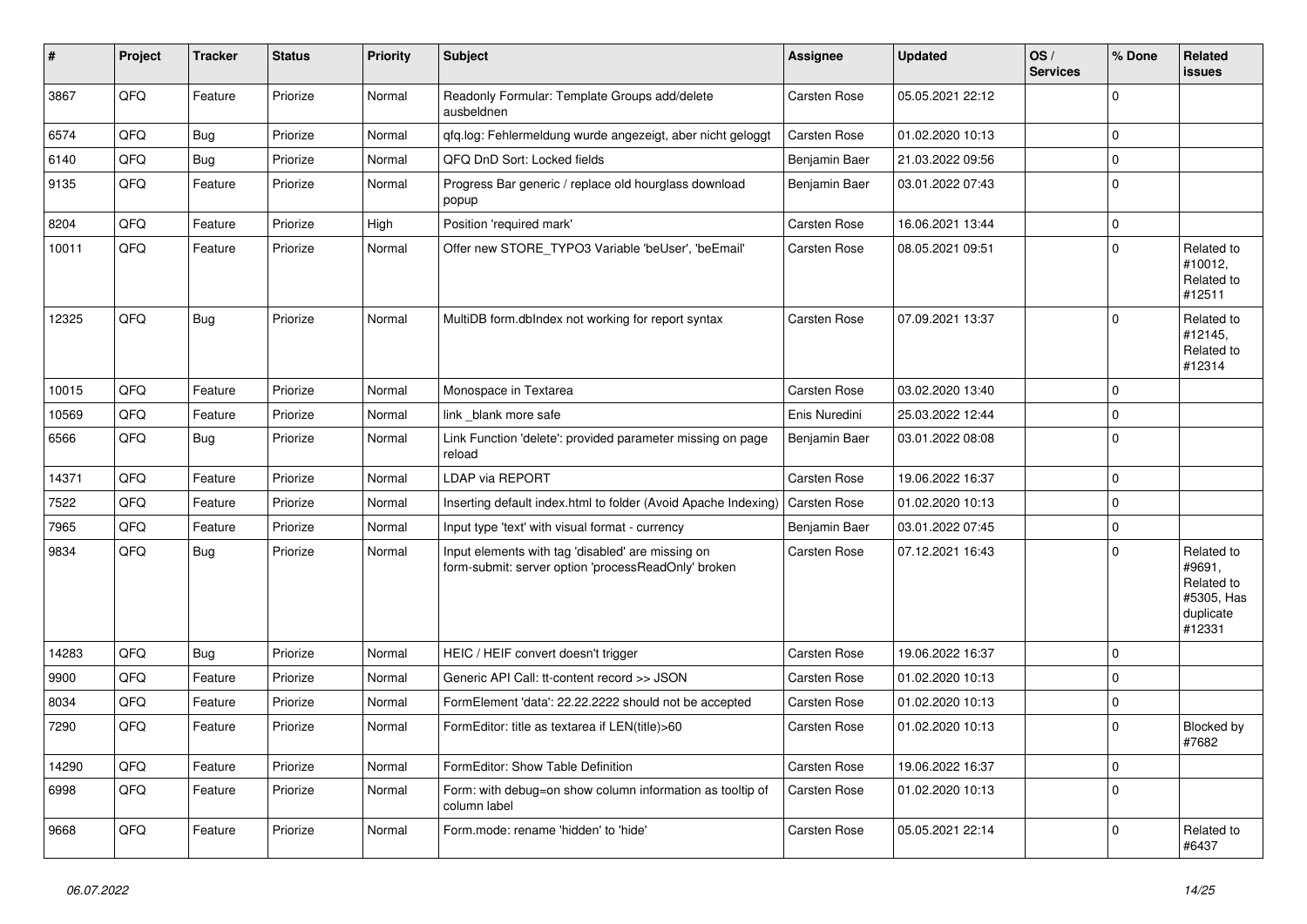| # | Project | Tracker | Status | Priority | Subject | Assignee | Updated | OS / Services | % Done | Related issues |
|---|---|---|---|---|---|---|---|---|---|---|
| 3867 | QFQ | Feature | Priorize | Normal | Readonly Formular: Template Groups add/delete ausbeldnen | Carsten Rose | 05.05.2021 22:12 | | 0 | |
| 6574 | QFQ | Bug | Priorize | Normal | qfq.log: Fehlermeldung wurde angezeigt, aber nicht geloggt | Carsten Rose | 01.02.2020 10:13 | | 0 | |
| 6140 | QFQ | Bug | Priorize | Normal | QFQ DnD Sort: Locked fields | Benjamin Baer | 21.03.2022 09:56 | | 0 | |
| 9135 | QFQ | Feature | Priorize | Normal | Progress Bar generic / replace old hourglass download popup | Benjamin Baer | 03.01.2022 07:43 | | 0 | |
| 8204 | QFQ | Feature | Priorize | High | Position 'required mark' | Carsten Rose | 16.06.2021 13:44 | | 0 | |
| 10011 | QFQ | Feature | Priorize | Normal | Offer new STORE_TYPO3 Variable 'beUser', 'beEmail' | Carsten Rose | 08.05.2021 09:51 | | 0 | Related to #10012, Related to #12511 |
| 12325 | QFQ | Bug | Priorize | Normal | MultiDB form.dbIndex not working for report syntax | Carsten Rose | 07.09.2021 13:37 | | 0 | Related to #12145, Related to #12314 |
| 10015 | QFQ | Feature | Priorize | Normal | Monospace in Textarea | Carsten Rose | 03.02.2020 13:40 | | 0 | |
| 10569 | QFQ | Feature | Priorize | Normal | link _blank more safe | Enis Nuredini | 25.03.2022 12:44 | | 0 | |
| 6566 | QFQ | Bug | Priorize | Normal | Link Function 'delete': provided parameter missing on page reload | Benjamin Baer | 03.01.2022 08:08 | | 0 | |
| 14371 | QFQ | Feature | Priorize | Normal | LDAP via REPORT | Carsten Rose | 19.06.2022 16:37 | | 0 | |
| 7522 | QFQ | Feature | Priorize | Normal | Inserting default index.html to folder (Avoid Apache Indexing) | Carsten Rose | 01.02.2020 10:13 | | 0 | |
| 7965 | QFQ | Feature | Priorize | Normal | Input type 'text' with visual format - currency | Benjamin Baer | 03.01.2022 07:45 | | 0 | |
| 9834 | QFQ | Bug | Priorize | Normal | Input elements with tag 'disabled' are missing on form-submit: server option 'processReadOnly' broken | Carsten Rose | 07.12.2021 16:43 | | 0 | Related to #9691, Related to #5305, Has duplicate #12331 |
| 14283 | QFQ | Bug | Priorize | Normal | HEIC / HEIF convert doesn't trigger | Carsten Rose | 19.06.2022 16:37 | | 0 | |
| 9900 | QFQ | Feature | Priorize | Normal | Generic API Call: tt-content record >> JSON | Carsten Rose | 01.02.2020 10:13 | | 0 | |
| 8034 | QFQ | Feature | Priorize | Normal | FormElement 'data': 22.22.2222 should not be accepted | Carsten Rose | 01.02.2020 10:13 | | 0 | |
| 7290 | QFQ | Feature | Priorize | Normal | FormEditor: title as textarea if LEN(title)>60 | Carsten Rose | 01.02.2020 10:13 | | 0 | Blocked by #7682 |
| 14290 | QFQ | Feature | Priorize | Normal | FormEditor: Show Table Definition | Carsten Rose | 19.06.2022 16:37 | | 0 | |
| 6998 | QFQ | Feature | Priorize | Normal | Form: with debug=on show column information as tooltip of column label | Carsten Rose | 01.02.2020 10:13 | | 0 | |
| 9668 | QFQ | Feature | Priorize | Normal | Form.mode: rename 'hidden' to 'hide' | Carsten Rose | 05.05.2021 22:14 | | 0 | Related to #6437 |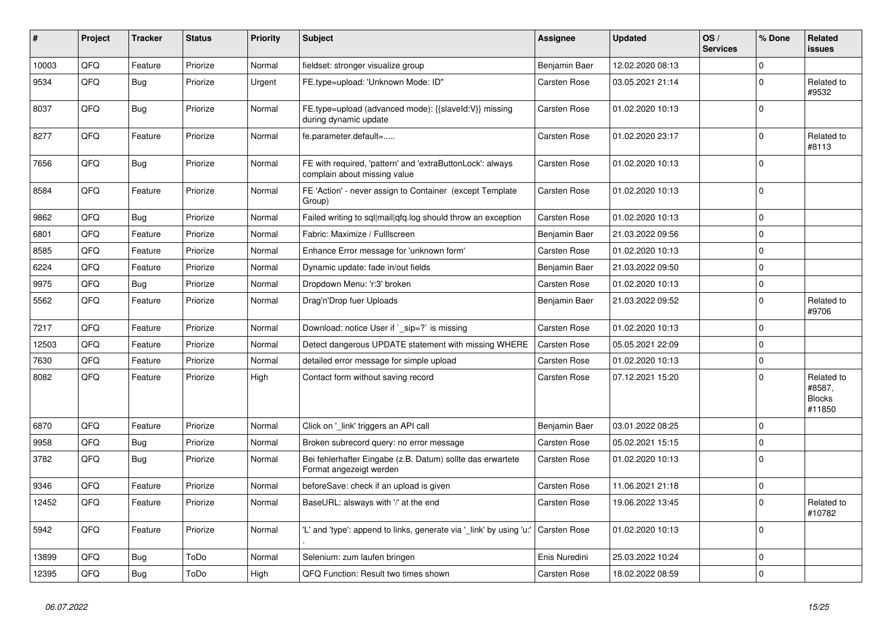| # | Project | Tracker | Status | Priority | Subject | Assignee | Updated | OS / Services | % Done | Related issues |
|---|---|---|---|---|---|---|---|---|---|---|
| 10003 | QFQ | Feature | Priorize | Normal | fieldset: stronger visualize group | Benjamin Baer | 12.02.2020 08:13 | | 0 | |
| 9534 | QFQ | Bug | Priorize | Urgent | FE.type=upload: 'Unknown Mode: ID" | Carsten Rose | 03.05.2021 21:14 | | 0 | Related to #9532 |
| 8037 | QFQ | Bug | Priorize | Normal | FE.type=upload (advanced mode): {{slaveId:V}} missing during dynamic update | Carsten Rose | 01.02.2020 10:13 | | 0 | |
| 8277 | QFQ | Feature | Priorize | Normal | fe.parameter.default=..... | Carsten Rose | 01.02.2020 23:17 | | 0 | Related to #8113 |
| 7656 | QFQ | Bug | Priorize | Normal | FE with required, 'pattern' and 'extraButtonLock': always complain about missing value | Carsten Rose | 01.02.2020 10:13 | | 0 | |
| 8584 | QFQ | Feature | Priorize | Normal | FE 'Action' - never assign to Container (except Template Group) | Carsten Rose | 01.02.2020 10:13 | | 0 | |
| 9862 | QFQ | Bug | Priorize | Normal | Failed writing to sql\|mail\|qfq.log should throw an exception | Carsten Rose | 01.02.2020 10:13 | | 0 | |
| 6801 | QFQ | Feature | Priorize | Normal | Fabric: Maximize / Fulllscreen | Benjamin Baer | 21.03.2022 09:56 | | 0 | |
| 8585 | QFQ | Feature | Priorize | Normal | Enhance Error message for 'unknown form' | Carsten Rose | 01.02.2020 10:13 | | 0 | |
| 6224 | QFQ | Feature | Priorize | Normal | Dynamic update: fade in/out fields | Benjamin Baer | 21.03.2022 09:50 | | 0 | |
| 9975 | QFQ | Bug | Priorize | Normal | Dropdown Menu: 'r:3' broken | Carsten Rose | 01.02.2020 10:13 | | 0 | |
| 5562 | QFQ | Feature | Priorize | Normal | Drag'n'Drop fuer Uploads | Benjamin Baer | 21.03.2022 09:52 | | 0 | Related to #9706 |
| 7217 | QFQ | Feature | Priorize | Normal | Download: notice User if `_sip=?` is missing | Carsten Rose | 01.02.2020 10:13 | | 0 | |
| 12503 | QFQ | Feature | Priorize | Normal | Detect dangerous UPDATE statement with missing WHERE | Carsten Rose | 05.05.2021 22:09 | | 0 | |
| 7630 | QFQ | Feature | Priorize | Normal | detailed error message for simple upload | Carsten Rose | 01.02.2020 10:13 | | 0 | |
| 8082 | QFQ | Feature | Priorize | High | Contact form without saving record | Carsten Rose | 07.12.2021 15:20 | | 0 | Related to #8587, Blocks #11850 |
| 6870 | QFQ | Feature | Priorize | Normal | Click on '_link' triggers an API call | Benjamin Baer | 03.01.2022 08:25 | | 0 | |
| 9958 | QFQ | Bug | Priorize | Normal | Broken subrecord query: no error message | Carsten Rose | 05.02.2021 15:15 | | 0 | |
| 3782 | QFQ | Bug | Priorize | Normal | Bei fehlerhafter Eingabe (z.B. Datum) sollte das erwartete Format angezeigt werden | Carsten Rose | 01.02.2020 10:13 | | 0 | |
| 9346 | QFQ | Feature | Priorize | Normal | beforeSave: check if an upload is given | Carsten Rose | 11.06.2021 21:18 | | 0 | |
| 12452 | QFQ | Feature | Priorize | Normal | BaseURL: alsways with '/' at the end | Carsten Rose | 19.06.2022 13:45 | | 0 | Related to #10782 |
| 5942 | QFQ | Feature | Priorize | Normal | 'L' and 'type': append to links, generate via '_link' by using 'u:' . | Carsten Rose | 01.02.2020 10:13 | | 0 | |
| 13899 | QFQ | Bug | ToDo | Normal | Selenium: zum laufen bringen | Enis Nuredini | 25.03.2022 10:24 | | 0 | |
| 12395 | QFQ | Bug | ToDo | High | QFQ Function: Result two times shown | Carsten Rose | 18.02.2022 08:59 | | 0 | |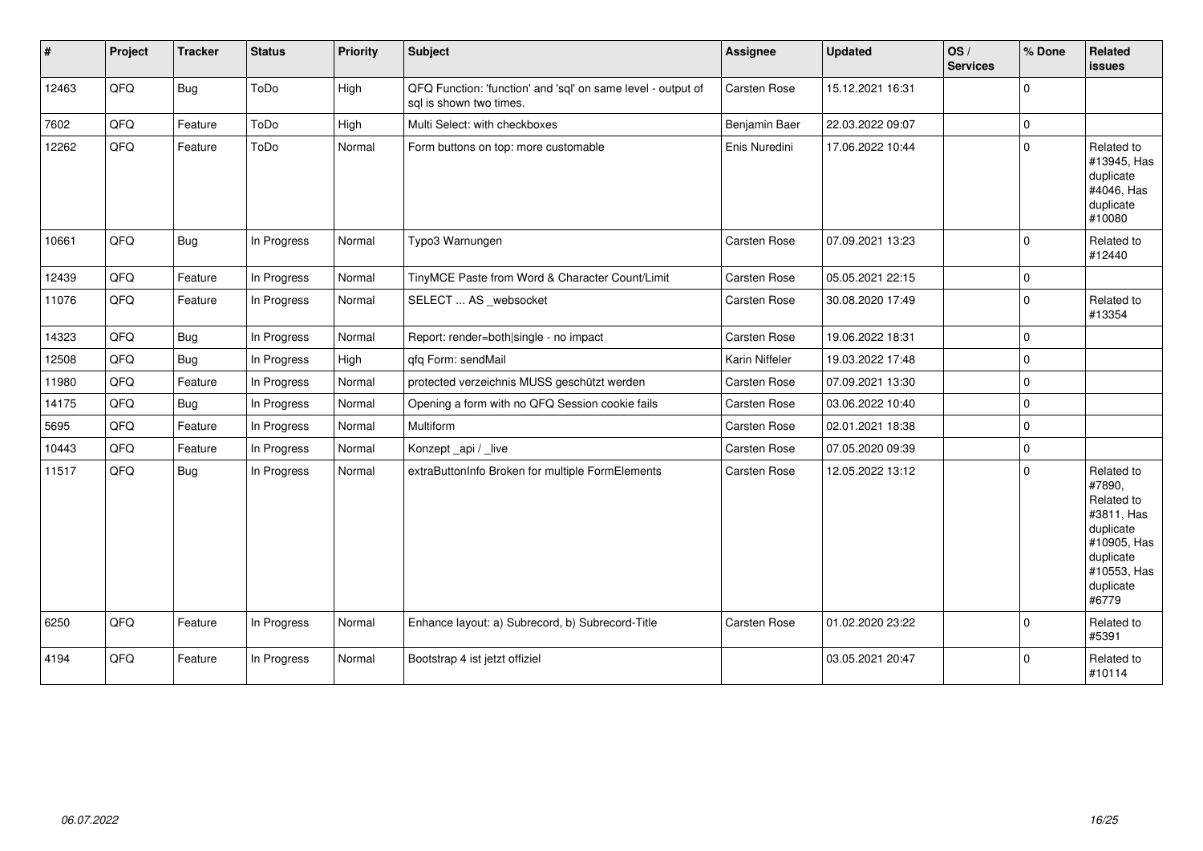| # | Project | Tracker | Status | Priority | Subject | Assignee | Updated | OS / Services | % Done | Related issues |
|---|---|---|---|---|---|---|---|---|---|---|
| 12463 | QFQ | Bug | ToDo | High | QFQ Function: 'function' and 'sql' on same level - output of sql is shown two times. | Carsten Rose | 15.12.2021 16:31 | | 0 | |
| 7602 | QFQ | Feature | ToDo | High | Multi Select: with checkboxes | Benjamin Baer | 22.03.2022 09:07 | | 0 | |
| 12262 | QFQ | Feature | ToDo | Normal | Form buttons on top: more customable | Enis Nuredini | 17.06.2022 10:44 | | 0 | Related to #13945, Has duplicate #4046, Has duplicate #10080 |
| 10661 | QFQ | Bug | In Progress | Normal | Typo3 Warnungen | Carsten Rose | 07.09.2021 13:23 | | 0 | Related to #12440 |
| 12439 | QFQ | Feature | In Progress | Normal | TinyMCE Paste from Word & Character Count/Limit | Carsten Rose | 05.05.2021 22:15 | | 0 | |
| 11076 | QFQ | Feature | In Progress | Normal | SELECT ... AS _websocket | Carsten Rose | 30.08.2020 17:49 | | 0 | Related to #13354 |
| 14323 | QFQ | Bug | In Progress | Normal | Report: render=both\|single - no impact | Carsten Rose | 19.06.2022 18:31 | | 0 | |
| 12508 | QFQ | Bug | In Progress | High | qfq Form: sendMail | Karin Niffeler | 19.03.2022 17:48 | | 0 | |
| 11980 | QFQ | Feature | In Progress | Normal | protected verzeichnis MUSS geschützt werden | Carsten Rose | 07.09.2021 13:30 | | 0 | |
| 14175 | QFQ | Bug | In Progress | Normal | Opening a form with no QFQ Session cookie fails | Carsten Rose | 03.06.2022 10:40 | | 0 | |
| 5695 | QFQ | Feature | In Progress | Normal | Multiform | Carsten Rose | 02.01.2021 18:38 | | 0 | |
| 10443 | QFQ | Feature | In Progress | Normal | Konzept _api / _live | Carsten Rose | 07.05.2020 09:39 | | 0 | |
| 11517 | QFQ | Bug | In Progress | Normal | extraButtonInfo Broken for multiple FormElements | Carsten Rose | 12.05.2022 13:12 | | 0 | Related to #7890, Related to #3811, Has duplicate #10905, Has duplicate #10553, Has duplicate #6779 |
| 6250 | QFQ | Feature | In Progress | Normal | Enhance layout: a) Subrecord, b) Subrecord-Title | Carsten Rose | 01.02.2020 23:22 | | 0 | Related to #5391 |
| 4194 | QFQ | Feature | In Progress | Normal | Bootstrap 4 ist jetzt offiziel | | 03.05.2021 20:47 | | 0 | Related to #10114 |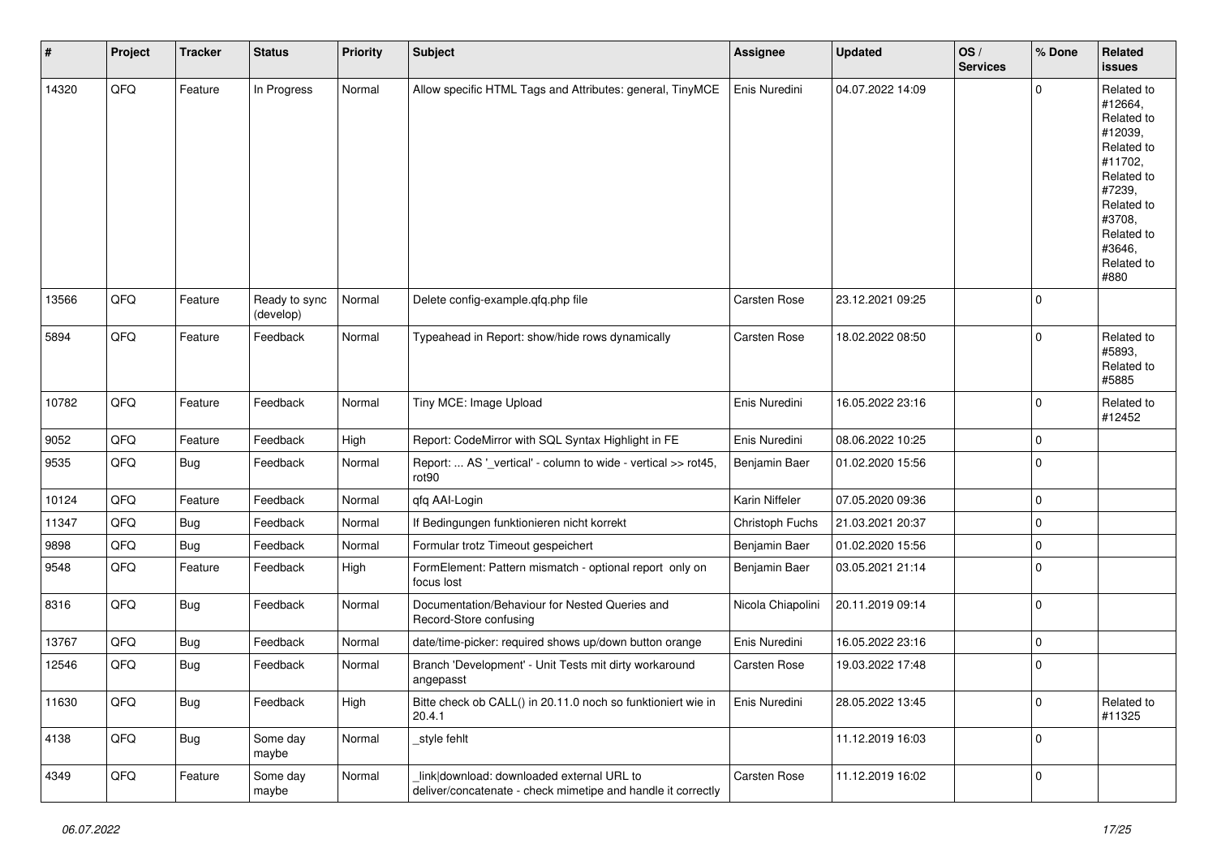| # | Project | Tracker | Status | Priority | Subject | Assignee | Updated | OS / Services | % Done | Related issues |
|---|---|---|---|---|---|---|---|---|---|---|
| 14320 | QFQ | Feature | In Progress | Normal | Allow specific HTML Tags and Attributes: general, TinyMCE | Enis Nuredini | 04.07.2022 14:09 | | 0 | Related to #12664, Related to #12039, Related to #11702, Related to #7239, Related to #3708, Related to #3646, Related to #880 |
| 13566 | QFQ | Feature | Ready to sync (develop) | Normal | Delete config-example.qfq.php file | Carsten Rose | 23.12.2021 09:25 | | 0 | |
| 5894 | QFQ | Feature | Feedback | Normal | Typeahead in Report: show/hide rows dynamically | Carsten Rose | 18.02.2022 08:50 | | 0 | Related to #5893, Related to #5885 |
| 10782 | QFQ | Feature | Feedback | Normal | Tiny MCE: Image Upload | Enis Nuredini | 16.05.2022 23:16 | | 0 | Related to #12452 |
| 9052 | QFQ | Feature | Feedback | High | Report: CodeMirror with SQL Syntax Highlight in FE | Enis Nuredini | 08.06.2022 10:25 | | 0 | |
| 9535 | QFQ | Bug | Feedback | Normal | Report: ... AS '_vertical' - column to wide - vertical >> rot45, rot90 | Benjamin Baer | 01.02.2020 15:56 | | 0 | |
| 10124 | QFQ | Feature | Feedback | Normal | qfq AAI-Login | Karin Niffeler | 07.05.2020 09:36 | | 0 | |
| 11347 | QFQ | Bug | Feedback | Normal | If Bedingungen funktionieren nicht korrekt | Christoph Fuchs | 21.03.2021 20:37 | | 0 | |
| 9898 | QFQ | Bug | Feedback | Normal | Formular trotz Timeout gespeichert | Benjamin Baer | 01.02.2020 15:56 | | 0 | |
| 9548 | QFQ | Feature | Feedback | High | FormElement: Pattern mismatch - optional report only on focus lost | Benjamin Baer | 03.05.2021 21:14 | | 0 | |
| 8316 | QFQ | Bug | Feedback | Normal | Documentation/Behaviour for Nested Queries and Record-Store confusing | Nicola Chiapolini | 20.11.2019 09:14 | | 0 | |
| 13767 | QFQ | Bug | Feedback | Normal | date/time-picker: required shows up/down button orange | Enis Nuredini | 16.05.2022 23:16 | | 0 | |
| 12546 | QFQ | Bug | Feedback | Normal | Branch 'Development' - Unit Tests mit dirty workaround angepasst | Carsten Rose | 19.03.2022 17:48 | | 0 | |
| 11630 | QFQ | Bug | Feedback | High | Bitte check ob CALL() in 20.11.0 noch so funktioniert wie in 20.4.1 | Enis Nuredini | 28.05.2022 13:45 | | 0 | Related to #11325 |
| 4138 | QFQ | Bug | Some day maybe | Normal | _style fehlt | | 11.12.2019 16:03 | | 0 | |
| 4349 | QFQ | Feature | Some day maybe | Normal | _link\|download: downloaded external URL to deliver/concatenate - check mimetipe and handle it correctly | Carsten Rose | 11.12.2019 16:02 | | 0 | |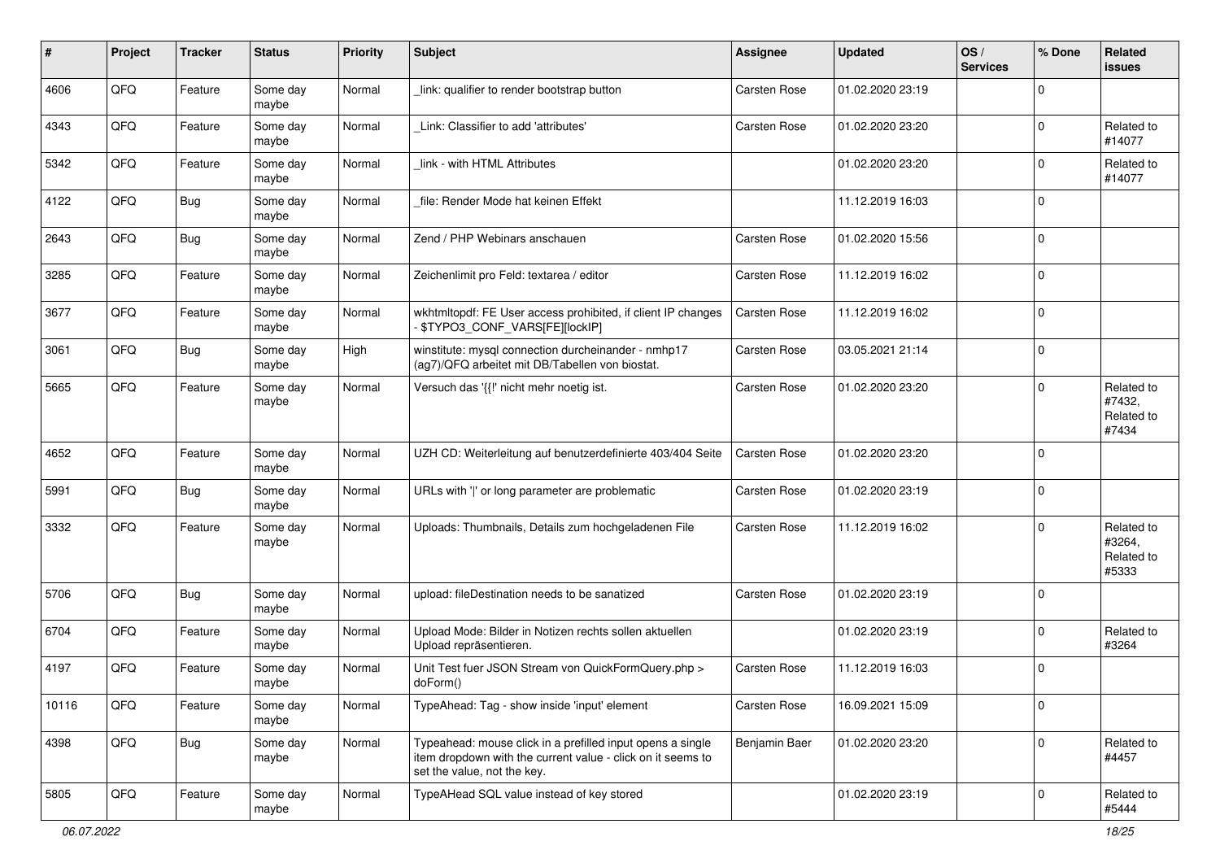| # | Project | Tracker | Status | Priority | Subject | Assignee | Updated | OS / Services | % Done | Related issues |
|---|---|---|---|---|---|---|---|---|---|---|
| 4606 | QFQ | Feature | Some day maybe | Normal | _link: qualifier to render bootstrap button | Carsten Rose | 01.02.2020 23:19 | | 0 | |
| 4343 | QFQ | Feature | Some day maybe | Normal | _Link: Classifier to add 'attributes' | Carsten Rose | 01.02.2020 23:20 | | 0 | Related to #14077 |
| 5342 | QFQ | Feature | Some day maybe | Normal | _link - with HTML Attributes | | 01.02.2020 23:20 | | 0 | Related to #14077 |
| 4122 | QFQ | Bug | Some day maybe | Normal | _file: Render Mode hat keinen Effekt | | 11.12.2019 16:03 | | 0 | |
| 2643 | QFQ | Bug | Some day maybe | Normal | Zend / PHP Webinars anschauen | Carsten Rose | 01.02.2020 15:56 | | 0 | |
| 3285 | QFQ | Feature | Some day maybe | Normal | Zeichenlimit pro Feld: textarea / editor | Carsten Rose | 11.12.2019 16:02 | | 0 | |
| 3677 | QFQ | Feature | Some day maybe | Normal | wkhtmltopdf: FE User access prohibited, if client IP changes - $TYPO3_CONF_VARS[FE][lockIP] | Carsten Rose | 11.12.2019 16:02 | | 0 | |
| 3061 | QFQ | Bug | Some day maybe | High | winstitute: mysql connection durcheinander - nmhp17 (ag7)/QFQ arbeitet mit DB/Tabellen von biostat. | Carsten Rose | 03.05.2021 21:14 | | 0 | |
| 5665 | QFQ | Feature | Some day maybe | Normal | Versuch das '{{!' nicht mehr noetig ist. | Carsten Rose | 01.02.2020 23:20 | | 0 | Related to #7432, Related to #7434 |
| 4652 | QFQ | Feature | Some day maybe | Normal | UZH CD: Weiterleitung auf benutzerdefinierte 403/404 Seite | Carsten Rose | 01.02.2020 23:20 | | 0 | |
| 5991 | QFQ | Bug | Some day maybe | Normal | URLs with ' ' or long parameter are problematic | Carsten Rose | 01.02.2020 23:19 | | 0 | |
| 3332 | QFQ | Feature | Some day maybe | Normal | Uploads: Thumbnails, Details zum hochgeladenen File | Carsten Rose | 11.12.2019 16:02 | | 0 | Related to #3264, Related to #5333 |
| 5706 | QFQ | Bug | Some day maybe | Normal | upload: fileDestination needs to be sanatized | Carsten Rose | 01.02.2020 23:19 | | 0 | |
| 6704 | QFQ | Feature | Some day maybe | Normal | Upload Mode: Bilder in Notizen rechts sollen aktuellen Upload repräsentieren. | | 01.02.2020 23:19 | | 0 | Related to #3264 |
| 4197 | QFQ | Feature | Some day maybe | Normal | Unit Test fuer JSON Stream von QuickFormQuery.php > doForm() | Carsten Rose | 11.12.2019 16:03 | | 0 | |
| 10116 | QFQ | Feature | Some day maybe | Normal | TypeAhead: Tag - show inside 'input' element | Carsten Rose | 16.09.2021 15:09 | | 0 | |
| 4398 | QFQ | Bug | Some day maybe | Normal | Typeahead: mouse click in a prefilled input opens a single item dropdown with the current value - click on it seems to set the value, not the key. | Benjamin Baer | 01.02.2020 23:20 | | 0 | Related to #4457 |
| 5805 | QFQ | Feature | Some day maybe | Normal | TypeAHead SQL value instead of key stored | | 01.02.2020 23:19 | | 0 | Related to #5444 |

06.07.2022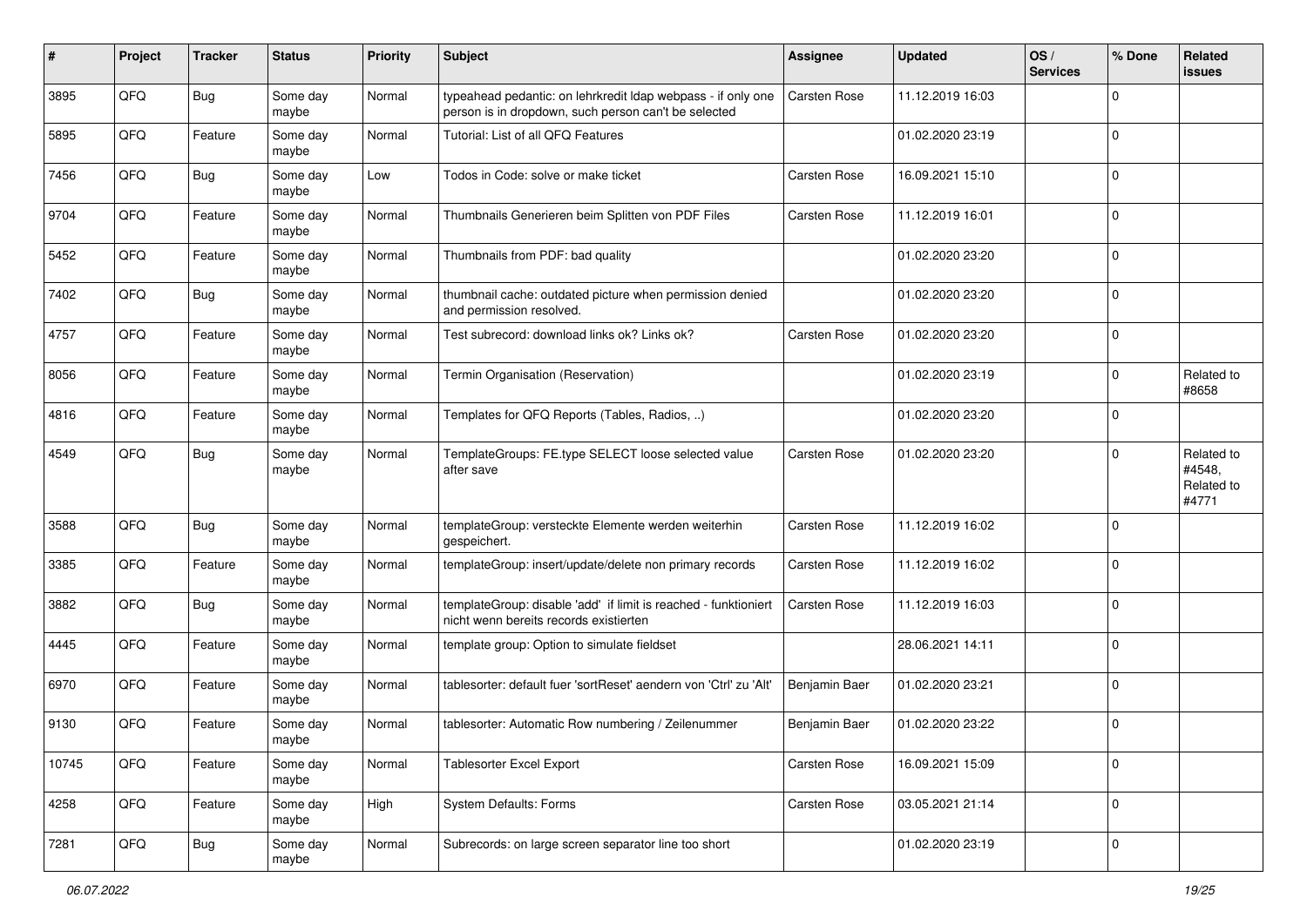| # | Project | Tracker | Status | Priority | Subject | Assignee | Updated | OS / Services | % Done | Related issues |
|---|---|---|---|---|---|---|---|---|---|---|
| 3895 | QFQ | Bug | Some day maybe | Normal | typeahead pedantic: on lehrkredit ldap webpass - if only one person is in dropdown, such person can't be selected | Carsten Rose | 11.12.2019 16:03 | | 0 | |
| 5895 | QFQ | Feature | Some day maybe | Normal | Tutorial: List of all QFQ Features | | 01.02.2020 23:19 | | 0 | |
| 7456 | QFQ | Bug | Some day maybe | Low | Todos in Code: solve or make ticket | Carsten Rose | 16.09.2021 15:10 | | 0 | |
| 9704 | QFQ | Feature | Some day maybe | Normal | Thumbnails Generieren beim Splitten von PDF Files | Carsten Rose | 11.12.2019 16:01 | | 0 | |
| 5452 | QFQ | Feature | Some day maybe | Normal | Thumbnails from PDF: bad quality | | 01.02.2020 23:20 | | 0 | |
| 7402 | QFQ | Bug | Some day maybe | Normal | thumbnail cache: outdated picture when permission denied and permission resolved. | | 01.02.2020 23:20 | | 0 | |
| 4757 | QFQ | Feature | Some day maybe | Normal | Test subrecord: download links ok? Links ok? | Carsten Rose | 01.02.2020 23:20 | | 0 | |
| 8056 | QFQ | Feature | Some day maybe | Normal | Termin Organisation (Reservation) | | 01.02.2020 23:19 | | 0 | Related to #8658 |
| 4816 | QFQ | Feature | Some day maybe | Normal | Templates for QFQ Reports (Tables, Radios, ..) | | 01.02.2020 23:20 | | 0 | |
| 4549 | QFQ | Bug | Some day maybe | Normal | TemplateGroups: FE.type SELECT loose selected value after save | Carsten Rose | 01.02.2020 23:20 | | 0 | Related to #4548, Related to #4771 |
| 3588 | QFQ | Bug | Some day maybe | Normal | templateGroup: versteckte Elemente werden weiterhin gespeichert. | Carsten Rose | 11.12.2019 16:02 | | 0 | |
| 3385 | QFQ | Feature | Some day maybe | Normal | templateGroup: insert/update/delete non primary records | Carsten Rose | 11.12.2019 16:02 | | 0 | |
| 3882 | QFQ | Bug | Some day maybe | Normal | templateGroup: disable 'add' if limit is reached - funktioniert nicht wenn bereits records existierten | Carsten Rose | 11.12.2019 16:03 | | 0 | |
| 4445 | QFQ | Feature | Some day maybe | Normal | template group: Option to simulate fieldset | | 28.06.2021 14:11 | | 0 | |
| 6970 | QFQ | Feature | Some day maybe | Normal | tablesorter: default fuer 'sortReset' aendern von 'Ctrl' zu 'Alt' | Benjamin Baer | 01.02.2020 23:21 | | 0 | |
| 9130 | QFQ | Feature | Some day maybe | Normal | tablesorter: Automatic Row numbering / Zeilenummer | Benjamin Baer | 01.02.2020 23:22 | | 0 | |
| 10745 | QFQ | Feature | Some day maybe | Normal | Tablesorter Excel Export | Carsten Rose | 16.09.2021 15:09 | | 0 | |
| 4258 | QFQ | Feature | Some day maybe | High | System Defaults: Forms | Carsten Rose | 03.05.2021 21:14 | | 0 | |
| 7281 | QFQ | Bug | Some day maybe | Normal | Subrecords: on large screen separator line too short | | 01.02.2020 23:19 | | 0 | |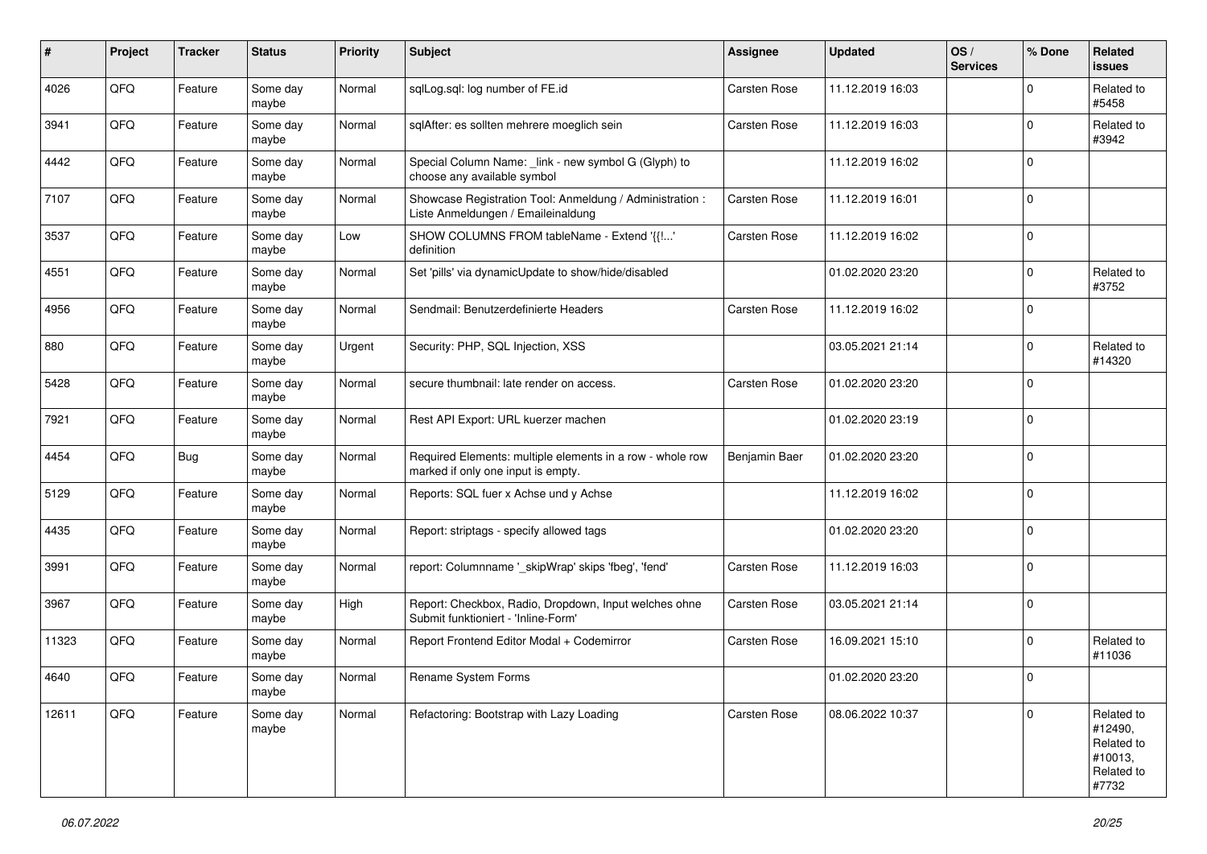| # | Project | Tracker | Status | Priority | Subject | Assignee | Updated | OS / Services | % Done | Related issues |
|---|---|---|---|---|---|---|---|---|---|---|
| 4026 | QFQ | Feature | Some day maybe | Normal | sqlLog.sql: log number of FE.id | Carsten Rose | 11.12.2019 16:03 | | 0 | Related to #5458 |
| 3941 | QFQ | Feature | Some day maybe | Normal | sqlAfter: es sollten mehrere moeglich sein | Carsten Rose | 11.12.2019 16:03 | | 0 | Related to #3942 |
| 4442 | QFQ | Feature | Some day maybe | Normal | Special Column Name: _link - new symbol G (Glyph) to choose any available symbol | | 11.12.2019 16:02 | | 0 | |
| 7107 | QFQ | Feature | Some day maybe | Normal | Showcase Registration Tool: Anmeldung / Administration : Liste Anmeldungen / Emaileinaldung | Carsten Rose | 11.12.2019 16:01 | | 0 | |
| 3537 | QFQ | Feature | Some day maybe | Low | SHOW COLUMNS FROM tableName - Extend '{{!...' definition | Carsten Rose | 11.12.2019 16:02 | | 0 | |
| 4551 | QFQ | Feature | Some day maybe | Normal | Set 'pills' via dynamicUpdate to show/hide/disabled | | 01.02.2020 23:20 | | 0 | Related to #3752 |
| 4956 | QFQ | Feature | Some day maybe | Normal | Sendmail: Benutzerdefinierte Headers | Carsten Rose | 11.12.2019 16:02 | | 0 | |
| 880 | QFQ | Feature | Some day maybe | Urgent | Security: PHP, SQL Injection, XSS | | 03.05.2021 21:14 | | 0 | Related to #14320 |
| 5428 | QFQ | Feature | Some day maybe | Normal | secure thumbnail: late render on access. | Carsten Rose | 01.02.2020 23:20 | | 0 | |
| 7921 | QFQ | Feature | Some day maybe | Normal | Rest API Export: URL kuerzer machen | | 01.02.2020 23:19 | | 0 | |
| 4454 | QFQ | Bug | Some day maybe | Normal | Required Elements: multiple elements in a row - whole row marked if only one input is empty. | Benjamin Baer | 01.02.2020 23:20 | | 0 | |
| 5129 | QFQ | Feature | Some day maybe | Normal | Reports: SQL fuer x Achse und y Achse | | 11.12.2019 16:02 | | 0 | |
| 4435 | QFQ | Feature | Some day maybe | Normal | Report: striptags - specify allowed tags | | 01.02.2020 23:20 | | 0 | |
| 3991 | QFQ | Feature | Some day maybe | Normal | report: Columnname '_skipWrap' skips 'fbeg', 'fend' | Carsten Rose | 11.12.2019 16:03 | | 0 | |
| 3967 | QFQ | Feature | Some day maybe | High | Report: Checkbox, Radio, Dropdown, Input welches ohne Submit funktioniert - 'Inline-Form' | Carsten Rose | 03.05.2021 21:14 | | 0 | |
| 11323 | QFQ | Feature | Some day maybe | Normal | Report Frontend Editor Modal + Codemirror | Carsten Rose | 16.09.2021 15:10 | | 0 | Related to #11036 |
| 4640 | QFQ | Feature | Some day maybe | Normal | Rename System Forms | | 01.02.2020 23:20 | | 0 | |
| 12611 | QFQ | Feature | Some day maybe | Normal | Refactoring: Bootstrap with Lazy Loading | Carsten Rose | 08.06.2022 10:37 | | 0 | Related to #12490, Related to #10013, Related to #7732 |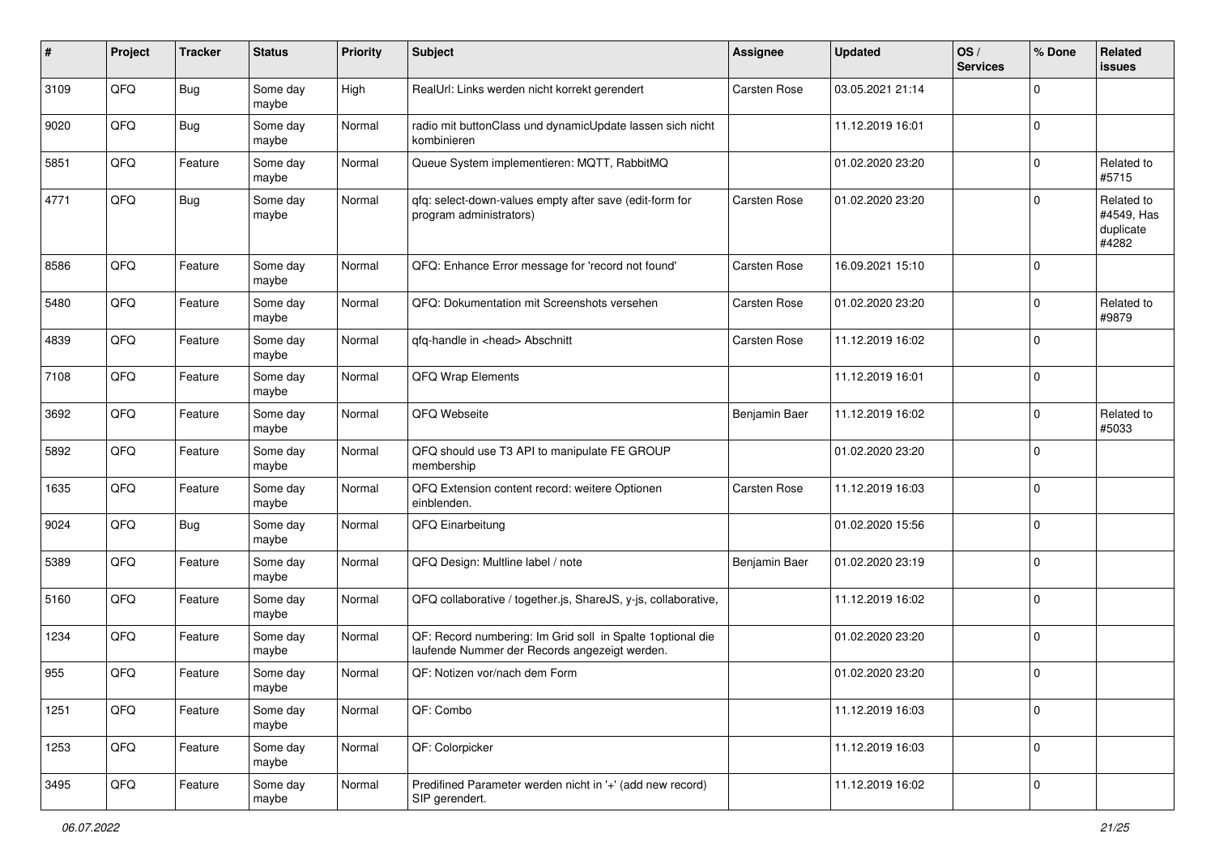| # | Project | Tracker | Status | Priority | Subject | Assignee | Updated | OS / Services | % Done | Related issues |
|---|---|---|---|---|---|---|---|---|---|---|
| 3109 | QFQ | Bug | Some day maybe | High | RealUrl: Links werden nicht korrekt gerendert | Carsten Rose | 03.05.2021 21:14 | | 0 | |
| 9020 | QFQ | Bug | Some day maybe | Normal | radio mit buttonClass und dynamicUpdate lassen sich nicht kombinieren | | 11.12.2019 16:01 | | 0 | |
| 5851 | QFQ | Feature | Some day maybe | Normal | Queue System implementieren: MQTT, RabbitMQ | | 01.02.2020 23:20 | | 0 | Related to #5715 |
| 4771 | QFQ | Bug | Some day maybe | Normal | qfq: select-down-values empty after save (edit-form for program administrators) | Carsten Rose | 01.02.2020 23:20 | | 0 | Related to #4549, Has duplicate #4282 |
| 8586 | QFQ | Feature | Some day maybe | Normal | QFQ: Enhance Error message for 'record not found' | Carsten Rose | 16.09.2021 15:10 | | 0 | |
| 5480 | QFQ | Feature | Some day maybe | Normal | QFQ: Dokumentation mit Screenshots versehen | Carsten Rose | 01.02.2020 23:20 | | 0 | Related to #9879 |
| 4839 | QFQ | Feature | Some day maybe | Normal | qfq-handle in <head> Abschnitt | Carsten Rose | 11.12.2019 16:02 | | 0 | |
| 7108 | QFQ | Feature | Some day maybe | Normal | QFQ Wrap Elements | | 11.12.2019 16:01 | | 0 | |
| 3692 | QFQ | Feature | Some day maybe | Normal | QFQ Webseite | Benjamin Baer | 11.12.2019 16:02 | | 0 | Related to #5033 |
| 5892 | QFQ | Feature | Some day maybe | Normal | QFQ should use T3 API to manipulate FE GROUP membership | | 01.02.2020 23:20 | | 0 | |
| 1635 | QFQ | Feature | Some day maybe | Normal | QFQ Extension content record: weitere Optionen einblenden. | Carsten Rose | 11.12.2019 16:03 | | 0 | |
| 9024 | QFQ | Bug | Some day maybe | Normal | QFQ Einarbeitung | | 01.02.2020 15:56 | | 0 | |
| 5389 | QFQ | Feature | Some day maybe | Normal | QFQ Design: Multline label / note | Benjamin Baer | 01.02.2020 23:19 | | 0 | |
| 5160 | QFQ | Feature | Some day maybe | Normal | QFQ collaborative / together.js, ShareJS, y-js, collaborative, | | 11.12.2019 16:02 | | 0 | |
| 1234 | QFQ | Feature | Some day maybe | Normal | QF: Record numbering: Im Grid soll in Spalte 1optional die laufende Nummer der Records angezeigt werden. | | 01.02.2020 23:20 | | 0 | |
| 955 | QFQ | Feature | Some day maybe | Normal | QF: Notizen vor/nach dem Form | | 01.02.2020 23:20 | | 0 | |
| 1251 | QFQ | Feature | Some day maybe | Normal | QF: Combo | | 11.12.2019 16:03 | | 0 | |
| 1253 | QFQ | Feature | Some day maybe | Normal | QF: Colorpicker | | 11.12.2019 16:03 | | 0 | |
| 3495 | QFQ | Feature | Some day maybe | Normal | Predifined Parameter werden nicht in '+' (add new record) SIP gerendert. | | 11.12.2019 16:02 | | 0 | |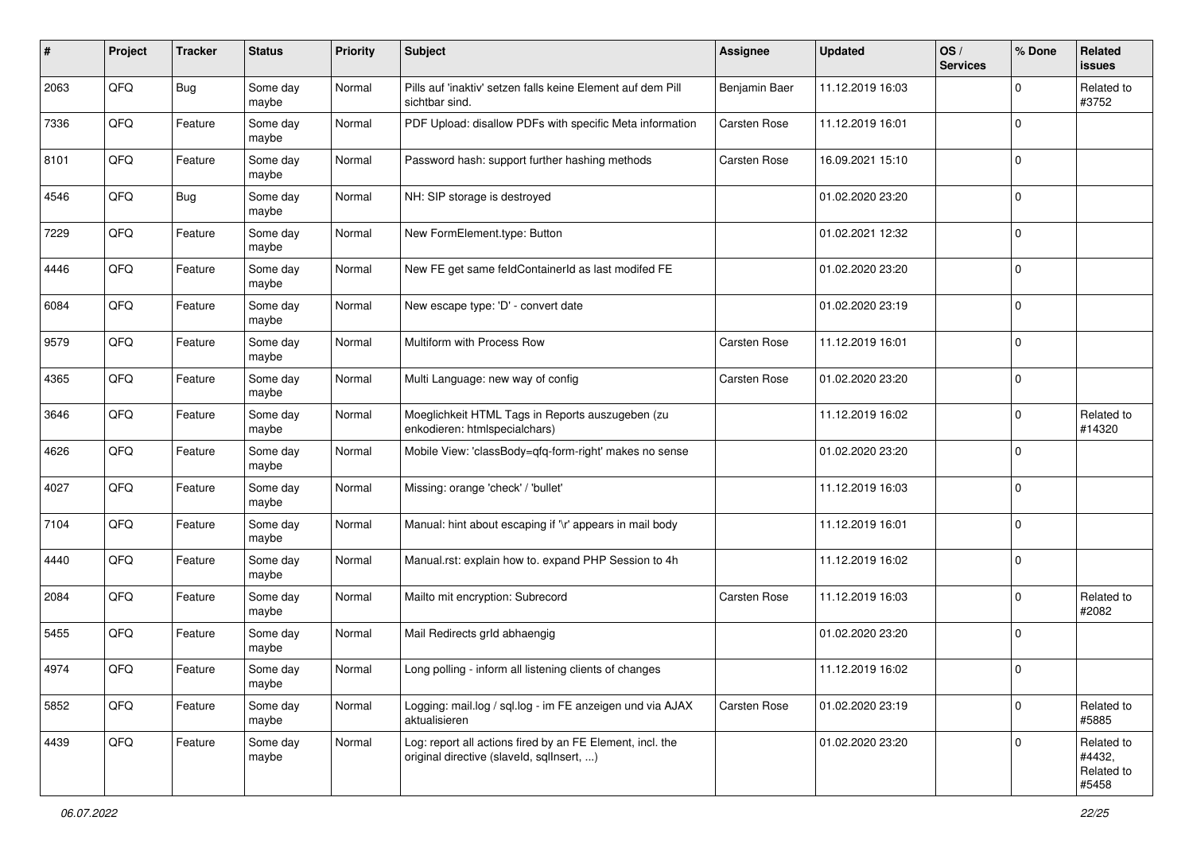| # | Project | Tracker | Status | Priority | Subject | Assignee | Updated | OS / Services | % Done | Related issues |
|---|---|---|---|---|---|---|---|---|---|---|
| 2063 | QFQ | Bug | Some day maybe | Normal | Pills auf 'inaktiv' setzen falls keine Element auf dem Pill sichtbar sind. | Benjamin Baer | 11.12.2019 16:03 | | 0 | Related to #3752 |
| 7336 | QFQ | Feature | Some day maybe | Normal | PDF Upload: disallow PDFs with specific Meta information | Carsten Rose | 11.12.2019 16:01 | | 0 | |
| 8101 | QFQ | Feature | Some day maybe | Normal | Password hash: support further hashing methods | Carsten Rose | 16.09.2021 15:10 | | 0 | |
| 4546 | QFQ | Bug | Some day maybe | Normal | NH: SIP storage is destroyed | | 01.02.2020 23:20 | | 0 | |
| 7229 | QFQ | Feature | Some day maybe | Normal | New FormElement.type: Button | | 01.02.2021 12:32 | | 0 | |
| 4446 | QFQ | Feature | Some day maybe | Normal | New FE get same feldContainerId as last modifed FE | | 01.02.2020 23:20 | | 0 | |
| 6084 | QFQ | Feature | Some day maybe | Normal | New escape type: 'D' - convert date | | 01.02.2020 23:19 | | 0 | |
| 9579 | QFQ | Feature | Some day maybe | Normal | Multiform with Process Row | Carsten Rose | 11.12.2019 16:01 | | 0 | |
| 4365 | QFQ | Feature | Some day maybe | Normal | Multi Language: new way of config | Carsten Rose | 01.02.2020 23:20 | | 0 | |
| 3646 | QFQ | Feature | Some day maybe | Normal | Moeglichkeit HTML Tags in Reports auszugeben (zu enkodieren: htmlspecialchars) | | 11.12.2019 16:02 | | 0 | Related to #14320 |
| 4626 | QFQ | Feature | Some day maybe | Normal | Mobile View: 'classBody=qfq-form-right' makes no sense | | 01.02.2020 23:20 | | 0 | |
| 4027 | QFQ | Feature | Some day maybe | Normal | Missing: orange 'check' / 'bullet' | | 11.12.2019 16:03 | | 0 | |
| 7104 | QFQ | Feature | Some day maybe | Normal | Manual: hint about escaping if '\r' appears in mail body | | 11.12.2019 16:01 | | 0 | |
| 4440 | QFQ | Feature | Some day maybe | Normal | Manual.rst: explain how to. expand PHP Session to 4h | | 11.12.2019 16:02 | | 0 | |
| 2084 | QFQ | Feature | Some day maybe | Normal | Mailto mit encryption: Subrecord | Carsten Rose | 11.12.2019 16:03 | | 0 | Related to #2082 |
| 5455 | QFQ | Feature | Some day maybe | Normal | Mail Redirects grId abhaengig | | 01.02.2020 23:20 | | 0 | |
| 4974 | QFQ | Feature | Some day maybe | Normal | Long polling - inform all listening clients of changes | | 11.12.2019 16:02 | | 0 | |
| 5852 | QFQ | Feature | Some day maybe | Normal | Logging: mail.log / sql.log - im FE anzeigen und via AJAX aktualisieren | Carsten Rose | 01.02.2020 23:19 | | 0 | Related to #5885 |
| 4439 | QFQ | Feature | Some day maybe | Normal | Log: report all actions fired by an FE Element, incl. the original directive (slaveId, sqlInsert, ...) | | 01.02.2020 23:20 | | 0 | Related to #4432, Related to #5458 |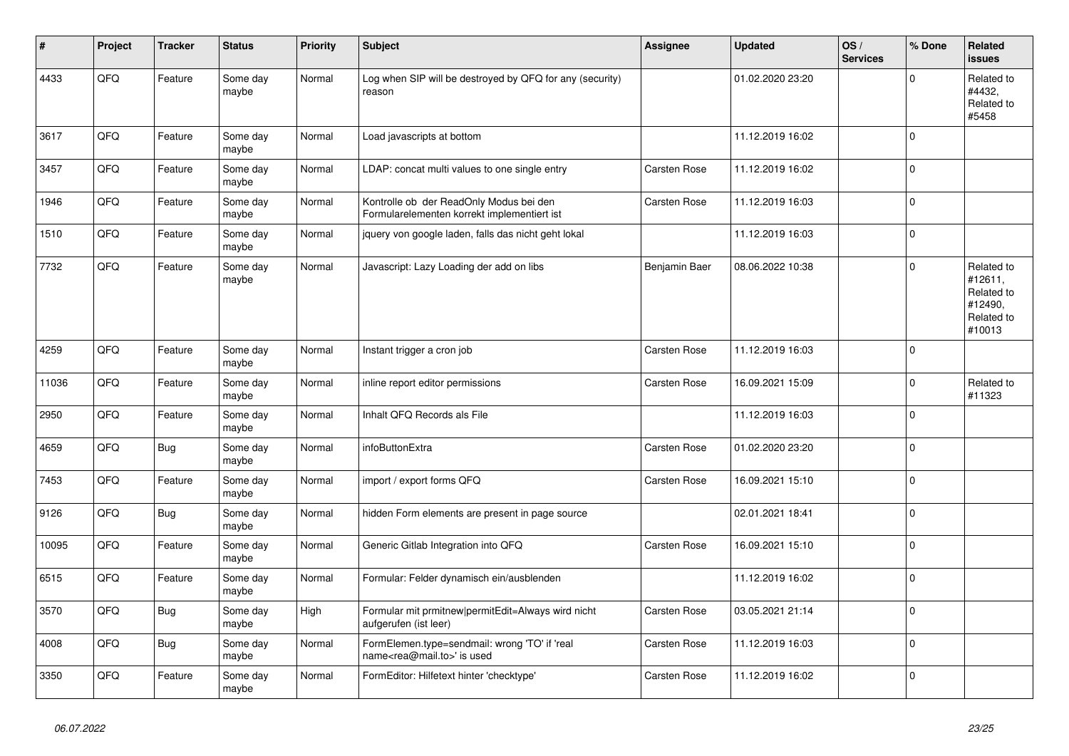| # | Project | Tracker | Status | Priority | Subject | Assignee | Updated | OS / Services | % Done | Related issues |
|---|---|---|---|---|---|---|---|---|---|---|
| 4433 | QFQ | Feature | Some day maybe | Normal | Log when SIP will be destroyed by QFQ for any (security) reason | | 01.02.2020 23:20 | | 0 | Related to #4432, Related to #5458 |
| 3617 | QFQ | Feature | Some day maybe | Normal | Load javascripts at bottom | | 11.12.2019 16:02 | | 0 | |
| 3457 | QFQ | Feature | Some day maybe | Normal | LDAP: concat multi values to one single entry | Carsten Rose | 11.12.2019 16:02 | | 0 | |
| 1946 | QFQ | Feature | Some day maybe | Normal | Kontrolle ob der ReadOnly Modus bei den Formularelementen korrekt implementiert ist | Carsten Rose | 11.12.2019 16:03 | | 0 | |
| 1510 | QFQ | Feature | Some day maybe | Normal | jquery von google laden, falls das nicht geht lokal | | 11.12.2019 16:03 | | 0 | |
| 7732 | QFQ | Feature | Some day maybe | Normal | Javascript: Lazy Loading der add on libs | Benjamin Baer | 08.06.2022 10:38 | | 0 | Related to #12611, Related to #12490, Related to #10013 |
| 4259 | QFQ | Feature | Some day maybe | Normal | Instant trigger a cron job | Carsten Rose | 11.12.2019 16:03 | | 0 | |
| 11036 | QFQ | Feature | Some day maybe | Normal | inline report editor permissions | Carsten Rose | 16.09.2021 15:09 | | 0 | Related to #11323 |
| 2950 | QFQ | Feature | Some day maybe | Normal | Inhalt QFQ Records als File | | 11.12.2019 16:03 | | 0 | |
| 4659 | QFQ | Bug | Some day maybe | Normal | infoButtonExtra | Carsten Rose | 01.02.2020 23:20 | | 0 | |
| 7453 | QFQ | Feature | Some day maybe | Normal | import / export forms QFQ | Carsten Rose | 16.09.2021 15:10 | | 0 | |
| 9126 | QFQ | Bug | Some day maybe | Normal | hidden Form elements are present in page source | | 02.01.2021 18:41 | | 0 | |
| 10095 | QFQ | Feature | Some day maybe | Normal | Generic Gitlab Integration into QFQ | Carsten Rose | 16.09.2021 15:10 | | 0 | |
| 6515 | QFQ | Feature | Some day maybe | Normal | Formular: Felder dynamisch ein/ausblenden | | 11.12.2019 16:02 | | 0 | |
| 3570 | QFQ | Bug | Some day maybe | High | Formular mit prmitnew\|permitEdit=Always wird nicht aufgerufen (ist leer) | Carsten Rose | 03.05.2021 21:14 | | 0 | |
| 4008 | QFQ | Bug | Some day maybe | Normal | FormElemen.type=sendmail: wrong 'TO' if 'real name<rea@mail.to>' is used | Carsten Rose | 11.12.2019 16:03 | | 0 | |
| 3350 | QFQ | Feature | Some day maybe | Normal | FormEditor: Hilfetext hinter 'checktype' | Carsten Rose | 11.12.2019 16:02 | | 0 | |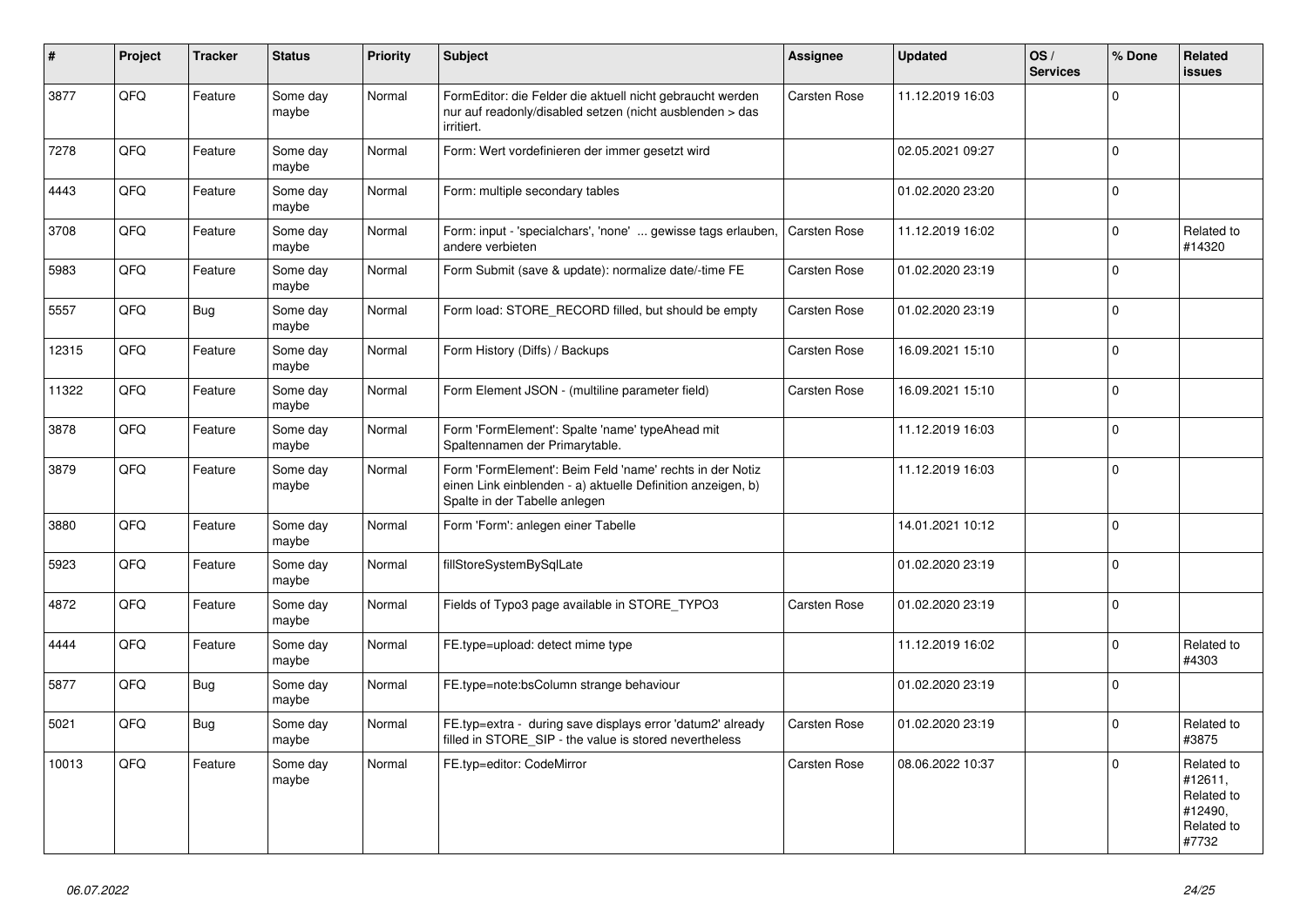| # | Project | Tracker | Status | Priority | Subject | Assignee | Updated | OS / Services | % Done | Related issues |
|---|---|---|---|---|---|---|---|---|---|---|
| 3877 | QFQ | Feature | Some day maybe | Normal | FormEditor: die Felder die aktuell nicht gebraucht werden nur auf readonly/disabled setzen (nicht ausblenden > das irritiert. | Carsten Rose | 11.12.2019 16:03 | | 0 | |
| 7278 | QFQ | Feature | Some day maybe | Normal | Form: Wert vordefinieren der immer gesetzt wird | | 02.05.2021 09:27 | | 0 | |
| 4443 | QFQ | Feature | Some day maybe | Normal | Form: multiple secondary tables | | 01.02.2020 23:20 | | 0 | |
| 3708 | QFQ | Feature | Some day maybe | Normal | Form: input - 'specialchars', 'none' ... gewisse tags erlauben, andere verbieten | Carsten Rose | 11.12.2019 16:02 | | 0 | Related to #14320 |
| 5983 | QFQ | Feature | Some day maybe | Normal | Form Submit (save & update): normalize date/-time FE | Carsten Rose | 01.02.2020 23:19 | | 0 | |
| 5557 | QFQ | Bug | Some day maybe | Normal | Form load: STORE_RECORD filled, but should be empty | Carsten Rose | 01.02.2020 23:19 | | 0 | |
| 12315 | QFQ | Feature | Some day maybe | Normal | Form History (Diffs) / Backups | Carsten Rose | 16.09.2021 15:10 | | 0 | |
| 11322 | QFQ | Feature | Some day maybe | Normal | Form Element JSON - (multiline parameter field) | Carsten Rose | 16.09.2021 15:10 | | 0 | |
| 3878 | QFQ | Feature | Some day maybe | Normal | Form 'FormElement': Spalte 'name' typeAhead mit Spaltennamen der Primarytable. | | 11.12.2019 16:03 | | 0 | |
| 3879 | QFQ | Feature | Some day maybe | Normal | Form 'FormElement': Beim Feld 'name' rechts in der Notiz einen Link einblenden - a) aktuelle Definition anzeigen, b) Spalte in der Tabelle anlegen | | 11.12.2019 16:03 | | 0 | |
| 3880 | QFQ | Feature | Some day maybe | Normal | Form 'Form': anlegen einer Tabelle | | 14.01.2021 10:12 | | 0 | |
| 5923 | QFQ | Feature | Some day maybe | Normal | fillStoreSystemBySqlLate | | 01.02.2020 23:19 | | 0 | |
| 4872 | QFQ | Feature | Some day maybe | Normal | Fields of Typo3 page available in STORE_TYPO3 | Carsten Rose | 01.02.2020 23:19 | | 0 | |
| 4444 | QFQ | Feature | Some day maybe | Normal | FE.type=upload: detect mime type | | 11.12.2019 16:02 | | 0 | Related to #4303 |
| 5877 | QFQ | Bug | Some day maybe | Normal | FE.type=note:bsColumn strange behaviour | | 01.02.2020 23:19 | | 0 | |
| 5021 | QFQ | Bug | Some day maybe | Normal | FE.typ=extra - during save displays error 'datum2' already filled in STORE_SIP - the value is stored nevertheless | Carsten Rose | 01.02.2020 23:19 | | 0 | Related to #3875 |
| 10013 | QFQ | Feature | Some day maybe | Normal | FE.typ=editor: CodeMirror | Carsten Rose | 08.06.2022 10:37 | | 0 | Related to #12611, Related to #12490, Related to #7732 |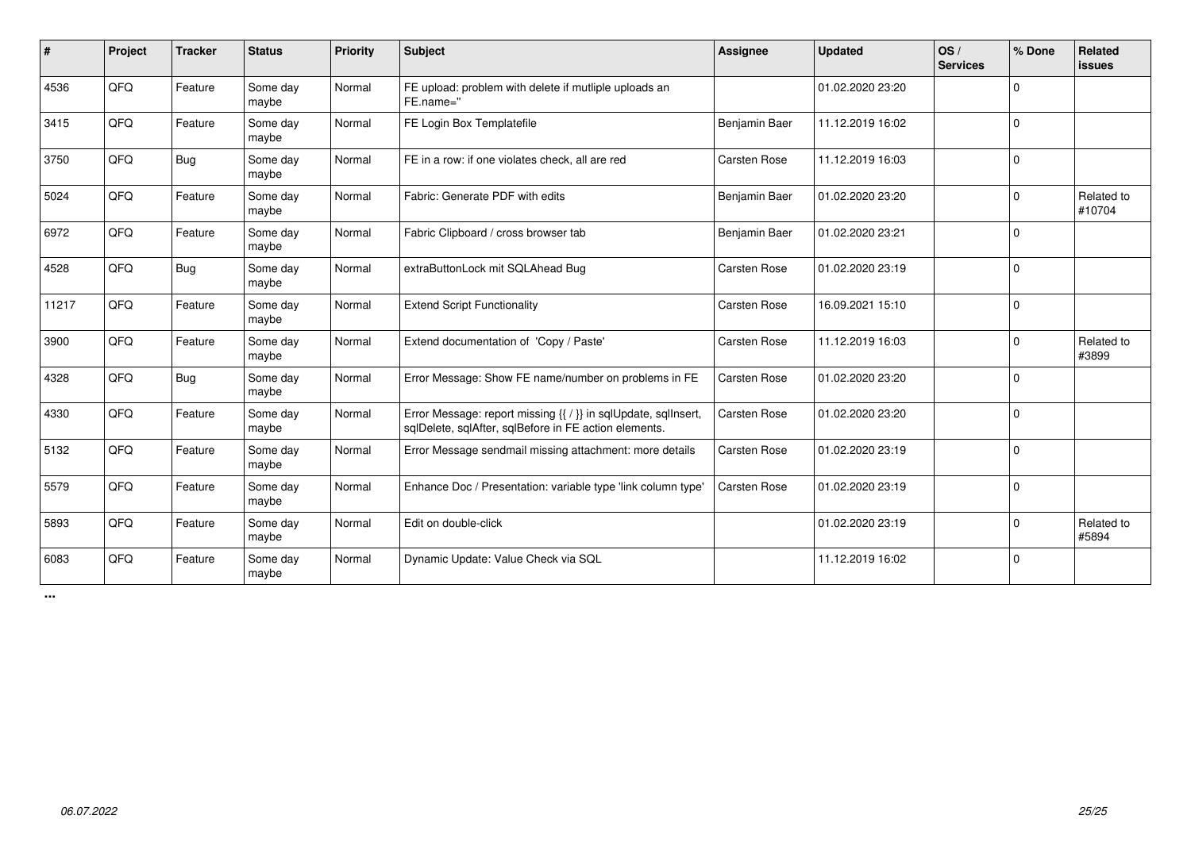| # | Project | Tracker | Status | Priority | Subject | Assignee | Updated | OS / Services | % Done | Related issues |
|---|---|---|---|---|---|---|---|---|---|---|
| 4536 | QFQ | Feature | Some day maybe | Normal | FE upload: problem with delete if mutliple uploads an FE.name=" | | 01.02.2020 23:20 | | 0 | |
| 3415 | QFQ | Feature | Some day maybe | Normal | FE Login Box Templatefile | Benjamin Baer | 11.12.2019 16:02 | | 0 | |
| 3750 | QFQ | Bug | Some day maybe | Normal | FE in a row: if one violates check, all are red | Carsten Rose | 11.12.2019 16:03 | | 0 | |
| 5024 | QFQ | Feature | Some day maybe | Normal | Fabric: Generate PDF with edits | Benjamin Baer | 01.02.2020 23:20 | | 0 | Related to #10704 |
| 6972 | QFQ | Feature | Some day maybe | Normal | Fabric Clipboard / cross browser tab | Benjamin Baer | 01.02.2020 23:21 | | 0 | |
| 4528 | QFQ | Bug | Some day maybe | Normal | extraButtonLock mit SQLAhead Bug | Carsten Rose | 01.02.2020 23:19 | | 0 | |
| 11217 | QFQ | Feature | Some day maybe | Normal | Extend Script Functionality | Carsten Rose | 16.09.2021 15:10 | | 0 | |
| 3900 | QFQ | Feature | Some day maybe | Normal | Extend documentation of 'Copy / Paste' | Carsten Rose | 11.12.2019 16:03 | | 0 | Related to #3899 |
| 4328 | QFQ | Bug | Some day maybe | Normal | Error Message: Show FE name/number on problems in FE | Carsten Rose | 01.02.2020 23:20 | | 0 | |
| 4330 | QFQ | Feature | Some day maybe | Normal | Error Message: report missing {{ / }} in sqlUpdate, sqlInsert, sqlDelete, sqlAfter, sqlBefore in FE action elements. | Carsten Rose | 01.02.2020 23:20 | | 0 | |
| 5132 | QFQ | Feature | Some day maybe | Normal | Error Message sendmail missing attachment: more details | Carsten Rose | 01.02.2020 23:19 | | 0 | |
| 5579 | QFQ | Feature | Some day maybe | Normal | Enhance Doc / Presentation: variable type 'link column type' | Carsten Rose | 01.02.2020 23:19 | | 0 | |
| 5893 | QFQ | Feature | Some day maybe | Normal | Edit on double-click | | 01.02.2020 23:19 | | 0 | Related to #5894 |
| 6083 | QFQ | Feature | Some day maybe | Normal | Dynamic Update: Value Check via SQL | | 11.12.2019 16:02 | | 0 | |

...